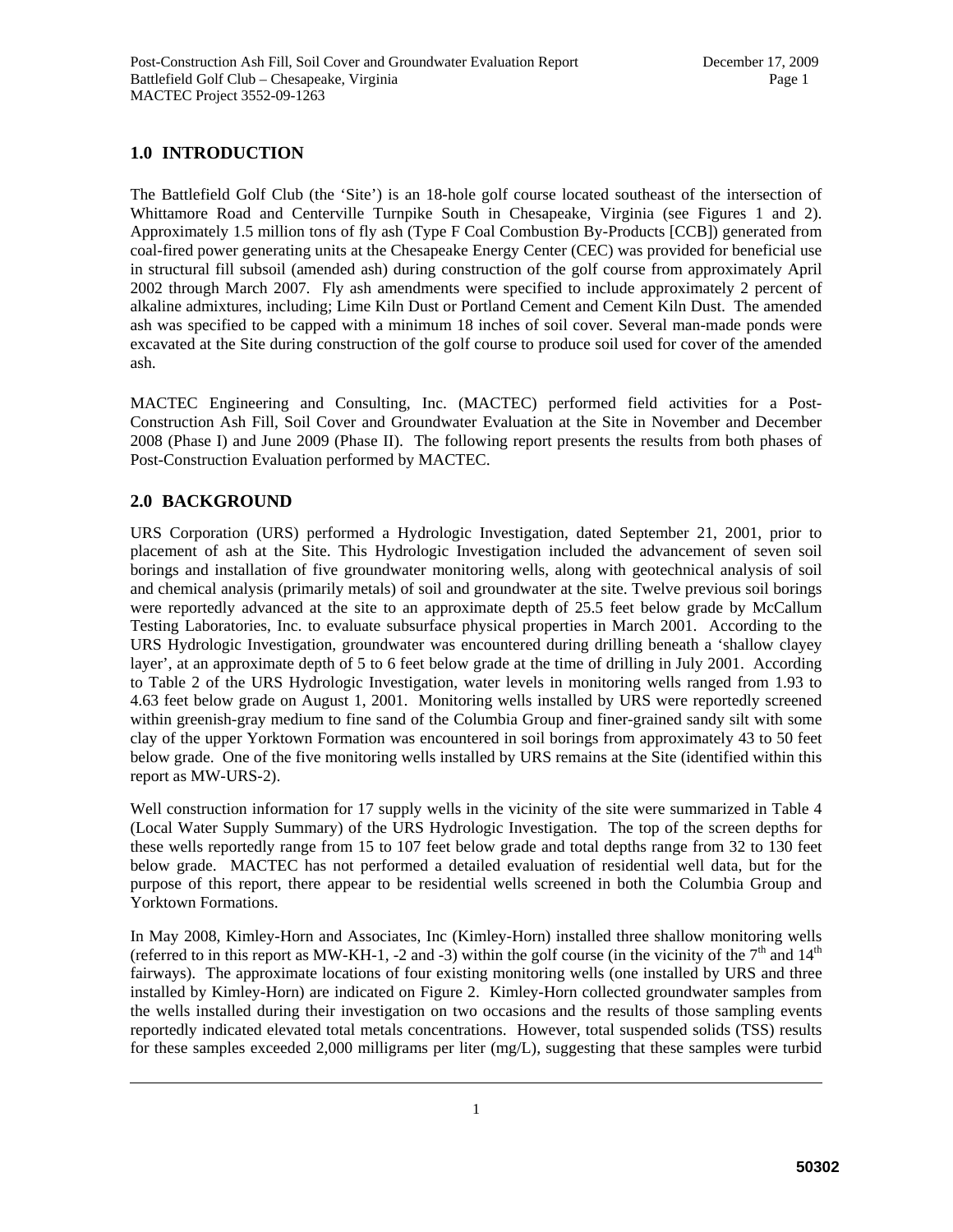## 1.0 INTRODUCTION

The Battlefield Golf Club (the 'Site') is an 18-hole golf course located southeast of the intersection of Whittamore Road and Centerville Turnpike South in Chesapeake, Virginia (see Figures 1 and 2). Approximately 1.5 million tons of fly ash (Type F Coal Combustion By-Products [CCB]) generated from coal-fired power generating units at the Chesapeake Energy Center (CEC) was provided for beneficial use in structural fill subsoil (amended ash) during construction of the golf course from approximately April 2002 through March 2007. Fly ash amendments were specified to include approximately 2 percent of alkaline admixtures, including; Lime Kiln Dust or Portland Cement and Cement Kiln Dust. The amended ash was specified to be capped with a minimum 18 inches of soil cover. Several man-made ponds were excavated at the Site during construction of the golf course to produce soil used for cover of the amended ash.

MACTEC Engineering and Consulting, Inc. (MACTEC) performed field activities for a Post-Construction Ash Fill, Soil Cover and Groundwater Evaluation at the Site in November and December 2008 (Phase I) and June 2009 (Phase II). The following report presents the results from both phases of Post-Construction Evaluation performed by MACTEC.

## 2.0 BACKGROUND

URS Corporation (URS) performed a Hydrologic Investigation, dated September 21, 2001, prior to placement of ash at the Site. This Hydrologic Investigation included the advancement of seven soil borings and installation of five groundwater monitoring wells, along with geotechnical analysis of soil and chemical analysis (primarily metals) of soil and groundwater at the site. Twelve previous soil borings were reportedly advanced at the site to an approximate depth of 25.5 feet below grade by McCallum Testing Laboratories, Inc. to evaluate subsurface physical properties in March 2001. According to the URS Hydrologic Investigation, groundwater was encountered during drilling beneath a 'shallow clayey layer', at an approximate depth of 5 to 6 feet below grade at the time of drilling in July 2001. According to Table 2 of the URS Hydrologic Investigation, water levels in monitoring wells ranged from 1.93 to 4.63 feet below grade on August 1, 2001. Monitoring wells installed by URS were reportedly screened within greenish-gray medium to fine sand of the Columbia Group and finer-grained sandy silt with some clay of the upper Yorktown Formation was encountered in soil borings from approximately 43 to 50 feet below grade. One of the five monitoring wells installed by URS remains at the Site (identified within this report as MW-URS-2).

Well construction information for 17 supply wells in the vicinity of the site were summarized in Table 4 (Local Water Supply Summary) of the URS Hydrologic Investigation. The top of the screen depths for these wells reportedly range from 15 to 107 feet below grade and total depths range from 32 to 130 feet below grade. MACTEC has not performed a detailed evaluation of residential well data, but for the purpose of this report, there appear to be residential wells screened in both the Columbia Group and Yorktown Formations.

In May 2008, Kimley-Horn and Associates, Inc (Kimley-Horn) installed three shallow monitoring wells (referred to in this report as MW-KH-1, -2 and -3) within the golf course (in the vicinity of the 7th and 14th fairways). The approximate locations of four existing monitoring wells (one installed by URS and three installed by Kimley-Horn) are indicated on Figure 2. Kimley-Horn collected groundwater samples from the wells installed during their investigation on two occasions and the results of those sampling events reportedly indicated elevated total metals concentrations. However, total suspended solids (TSS) results for these samples exceeded 2,000 milligrams per liter (mg/L), suggesting that these samples were turbid

50302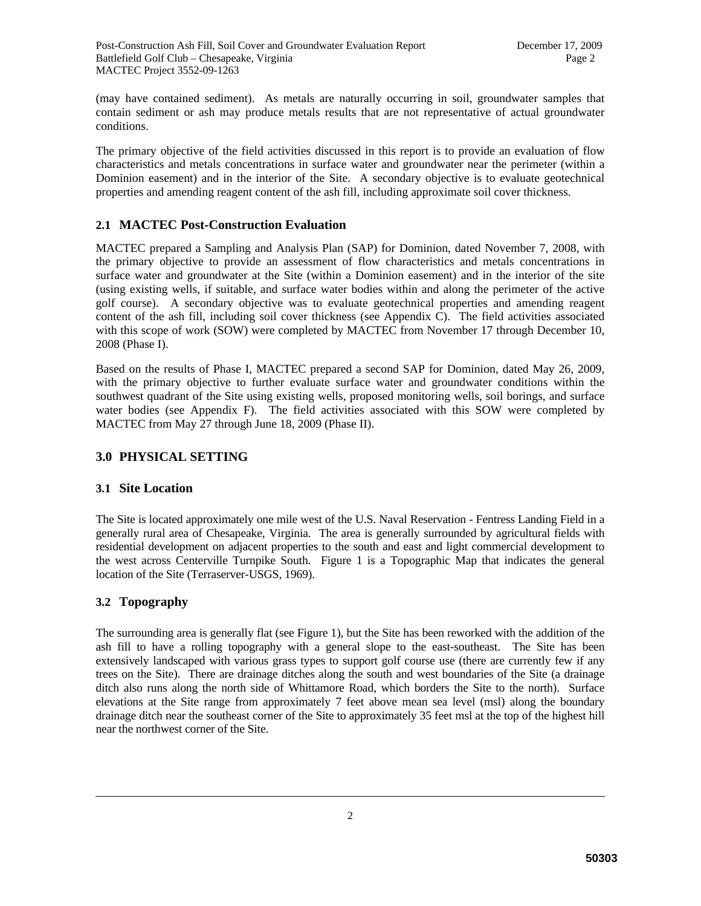(may have contained sediment). As metals are naturally occurring in soil, groundwater samples that contain sediment or ash may produce metals results that are not representative of actual groundwater conditions.

The primary objective of the field activities discussed in this report is to provide an evaluation of flow characteristics and metals concentrations in surface water and groundwater near the perimeter (within a Dominion easement) and in the interior of the Site. A secondary objective is to evaluate geotechnical properties and amending reagent content of the ash fill, including approximate soil cover thickness.

### 2.1 MACTEC Post-Construction Evaluation

MACTEC prepared a Sampling and Analysis Plan (SAP) for Dominion, dated November 7, 2008, with the primary objective to provide an assessment of flow characteristics and metals concentrations in surface water and groundwater at the Site (within a Dominion easement) and in the interior of the site (using existing wells, if suitable, and surface water bodies within and along the perimeter of the active golf course). A secondary objective was to evaluate geotechnical properties and amending reagent content of the ash fill, including soil cover thickness (see Appendix C). The field activities associated with this scope of work (SOW) were completed by MACTEC from November 17 through December 10, 2008 (Phase I).

Based on the results of Phase I, MACTEC prepared a second SAP for Dominion, dated May 26, 2009, with the primary objective to further evaluate surface water and groundwater conditions within the southwest quadrant of the Site using existing wells, proposed monitoring wells, soil borings, and surface water bodies (see Appendix F). The field activities associated with this SOW were completed by MACTEC from May 27 through June 18, 2009 (Phase II).

## 3.0 PHYSICAL SETTING

### 3.1 Site Location

The Site is located approximately one mile west of the U.S. Naval Reservation - Fentress Landing Field in a generally rural area of Chesapeake, Virginia. The area is generally surrounded by agricultural fields with residential development on adjacent properties to the south and east and light commercial development to the west across Centerville Turnpike South. Figure 1 is a Topographic Map that indicates the general location of the Site (Terraserver-USGS, 1969).

### 3.2 Topography

The surrounding area is generally flat (see Figure 1), but the Site has been reworked with the addition of the ash fill to have a rolling topography with a general slope to the east-southeast. The Site has been extensively landscaped with various grass types to support golf course use (there are currently few if any trees on the Site). There are drainage ditches along the south and west boundaries of the Site (a drainage ditch also runs along the north side of Whittamore Road, which borders the Site to the north). Surface elevations at the Site range from approximately 7 feet above mean sea level (msl) along the boundary drainage ditch near the southeast corner of the Site to approximately 35 feet msl at the top of the highest hill near the northwest corner of the Site.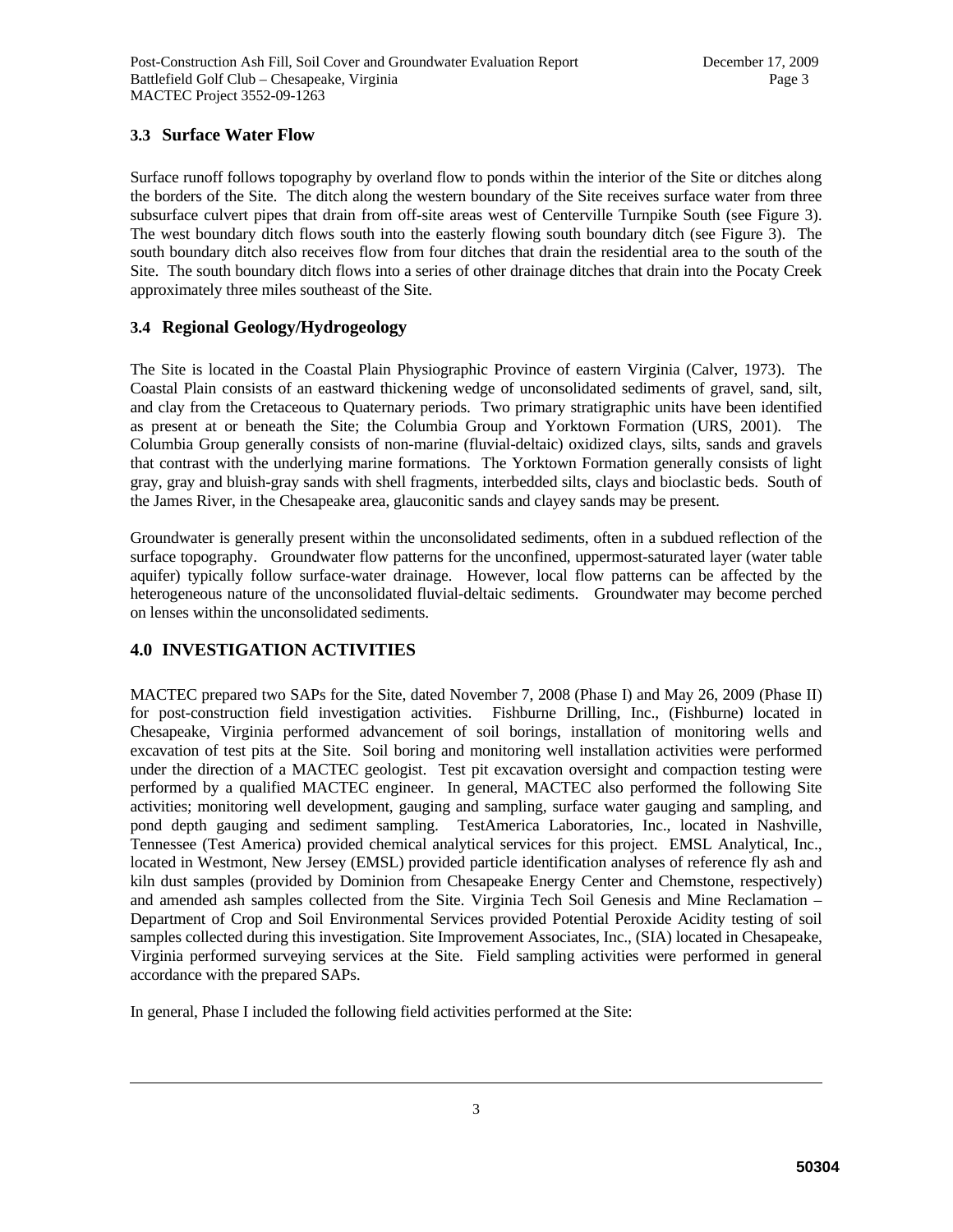### 3.3 Surface Water Flow

Surface runoff follows topography by overland flow to ponds within the interior of the Site or ditches along the borders of the Site. The ditch along the western boundary of the Site receives surface water from three subsurface culvert pipes that drain from off-site areas west of Centerville Turnpike South (see Figure 3). The west boundary ditch flows south into the easterly flowing south boundary ditch (see Figure 3). The south boundary ditch also receives flow from four ditches that drain the residential area to the south of the Site. The south boundary ditch flows into a series of other drainage ditches that drain into the Pocaty Creek approximately three miles southeast of the Site.

### 3.4 Regional Geology/Hydrogeology

The Site is located in the Coastal Plain Physiographic Province of eastern Virginia (Calver, 1973). The Coastal Plain consists of an eastward thickening wedge of unconsolidated sediments of gravel, sand, silt, and clay from the Cretaceous to Quaternary periods. Two primary stratigraphic units have been identified as present at or beneath the Site; the Columbia Group and Yorktown Formation (URS, 2001). The Columbia Group generally consists of non-marine (fluvial-deltaic) oxidized clays, silts, sands and gravels that contrast with the underlying marine formations. The Yorktown Formation generally consists of light gray, gray and bluish-gray sands with shell fragments, interbedded silts, clays and bioclastic beds. South of the James River, in the Chesapeake area, glauconitic sands and clayey sands may be present.

Groundwater is generally present within the unconsolidated sediments, often in a subdued reflection of the surface topography. Groundwater flow patterns for the unconfined, uppermost-saturated layer (water table aquifer) typically follow surface-water drainage. However, local flow patterns can be affected by the heterogeneous nature of the unconsolidated fluvial-deltaic sediments. Groundwater may become perched on lenses within the unconsolidated sediments.

## 4.0 INVESTIGATION ACTIVITIES

MACTEC prepared two SAPs for the Site, dated November 7, 2008 (Phase I) and May 26, 2009 (Phase II) for post-construction field investigation activities. Fishburne Drilling, Inc., (Fishburne) located in Chesapeake, Virginia performed advancement of soil borings, installation of monitoring wells and excavation of test pits at the Site. Soil boring and monitoring well installation activities were performed under the direction of a MACTEC geologist. Test pit excavation oversight and compaction testing were performed by a qualified MACTEC engineer. In general, MACTEC also performed the following Site activities; monitoring well development, gauging and sampling, surface water gauging and sampling, and pond depth gauging and sediment sampling. TestAmerica Laboratories, Inc., located in Nashville, Tennessee (Test America) provided chemical analytical services for this project. EMSL Analytical, Inc., located in Westmont, New Jersey (EMSL) provided particle identification analyses of reference fly ash and kiln dust samples (provided by Dominion from Chesapeake Energy Center and Chemstone, respectively) and amended ash samples collected from the Site. Virginia Tech Soil Genesis and Mine Reclamation – Department of Crop and Soil Environmental Services provided Potential Peroxide Acidity testing of soil samples collected during this investigation. Site Improvement Associates, Inc., (SIA) located in Chesapeake, Virginia performed surveying services at the Site. Field sampling activities were performed in general accordance with the prepared SAPs.

In general, Phase I included the following field activities performed at the Site: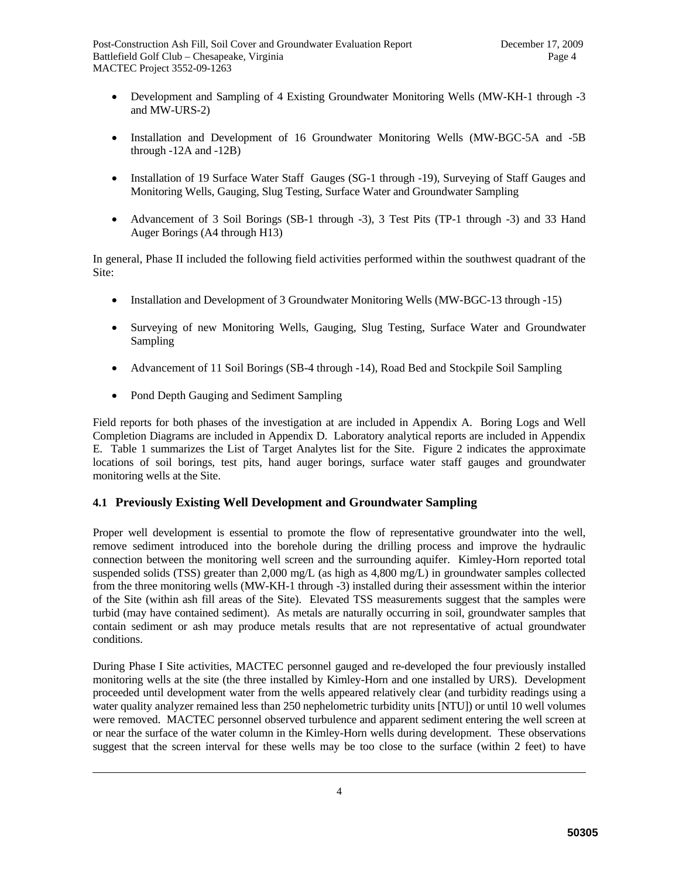- Development and Sampling of 4 Existing Groundwater Monitoring Wells (MW-KH-1 through -3 and MW-URS-2)
- Installation and Development of 16 Groundwater Monitoring Wells (MW-BGC-5A and -5B through -12A and -12B)
- Installation of 19 Surface Water Staff Gauges (SG-1 through -19), Surveying of Staff Gauges and Monitoring Wells, Gauging, Slug Testing, Surface Water and Groundwater Sampling
- Advancement of 3 Soil Borings (SB-1 through -3), 3 Test Pits (TP-1 through -3) and 33 Hand Auger Borings (A4 through H13)

In general, Phase II included the following field activities performed within the southwest quadrant of the Site:

- Installation and Development of 3 Groundwater Monitoring Wells (MW-BGC-13 through -15)
- Surveying of new Monitoring Wells, Gauging, Slug Testing, Surface Water and Groundwater Sampling
- Advancement of 11 Soil Borings (SB-4 through -14), Road Bed and Stockpile Soil Sampling
- Pond Depth Gauging and Sediment Sampling

Field reports for both phases of the investigation at are included in Appendix A. Boring Logs and Well Completion Diagrams are included in Appendix D. Laboratory analytical reports are included in Appendix E. Table 1 summarizes the List of Target Analytes list for the Site. Figure 2 indicates the approximate locations of soil borings, test pits, hand auger borings, surface water staff gauges and groundwater monitoring wells at the Site.

### 4.1 Previously Existing Well Development and Groundwater Sampling

Proper well development is essential to promote the flow of representative groundwater into the well, remove sediment introduced into the borehole during the drilling process and improve the hydraulic connection between the monitoring well screen and the surrounding aquifer. Kimley-Horn reported total suspended solids (TSS) greater than 2,000 mg/L (as high as 4,800 mg/L) in groundwater samples collected from the three monitoring wells (MW-KH-1 through -3) installed during their assessment within the interior of the Site (within ash fill areas of the Site). Elevated TSS measurements suggest that the samples were turbid (may have contained sediment). As metals are naturally occurring in soil, groundwater samples that contain sediment or ash may produce metals results that are not representative of actual groundwater conditions.

During Phase I Site activities, MACTEC personnel gauged and re-developed the four previously installed monitoring wells at the site (the three installed by Kimley-Horn and one installed by URS). Development proceeded until development water from the wells appeared relatively clear (and turbidity readings using a water quality analyzer remained less than 250 nephelometric turbidity units [NTU]) or until 10 well volumes were removed. MACTEC personnel observed turbulence and apparent sediment entering the well screen at or near the surface of the water column in the Kimley-Horn wells during development. These observations suggest that the screen interval for these wells may be too close to the surface (within 2 feet) to have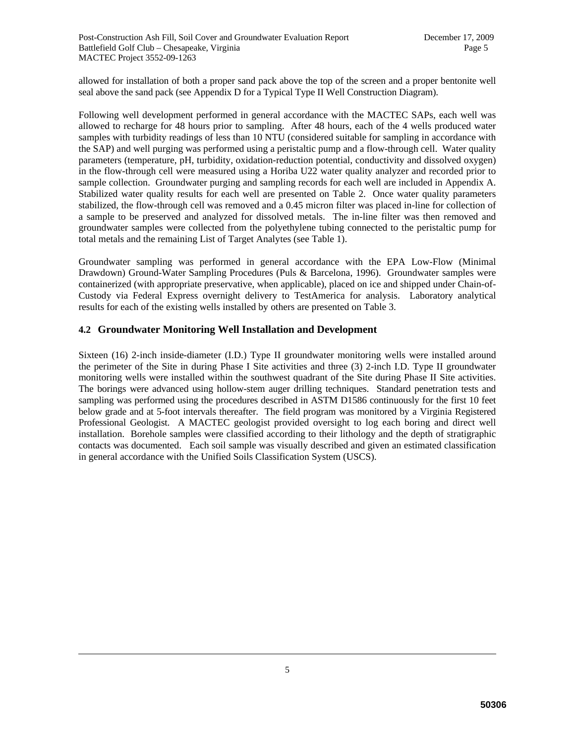allowed for installation of both a proper sand pack above the top of the screen and a proper bentonite well seal above the sand pack (see Appendix D for a Typical Type II Well Construction Diagram).

Following well development performed in general accordance with the MACTEC SAPs, each well was allowed to recharge for 48 hours prior to sampling. After 48 hours, each of the 4 wells produced water samples with turbidity readings of less than 10 NTU (considered suitable for sampling in accordance with the SAP) and well purging was performed using a peristaltic pump and a flow-through cell. Water quality parameters (temperature, pH, turbidity, oxidation-reduction potential, conductivity and dissolved oxygen) in the flow-through cell were measured using a Horiba U22 water quality analyzer and recorded prior to sample collection. Groundwater purging and sampling records for each well are included in Appendix A. Stabilized water quality results for each well are presented on Table 2. Once water quality parameters stabilized, the flow-through cell was removed and a 0.45 micron filter was placed in-line for collection of a sample to be preserved and analyzed for dissolved metals. The in-line filter was then removed and groundwater samples were collected from the polyethylene tubing connected to the peristaltic pump for total metals and the remaining List of Target Analytes (see Table 1).

Groundwater sampling was performed in general accordance with the EPA Low-Flow (Minimal Drawdown) Ground-Water Sampling Procedures (Puls & Barcelona, 1996). Groundwater samples were containerized (with appropriate preservative, when applicable), placed on ice and shipped under Chain-of-Custody via Federal Express overnight delivery to TestAmerica for analysis. Laboratory analytical results for each of the existing wells installed by others are presented on Table 3.

## 4.2 Groundwater Monitoring Well Installation and Development

Sixteen (16) 2-inch inside-diameter (I.D.) Type II groundwater monitoring wells were installed around the perimeter of the Site in during Phase I Site activities and three (3) 2-inch I.D. Type II groundwater monitoring wells were installed within the southwest quadrant of the Site during Phase II Site activities. The borings were advanced using hollow-stem auger drilling techniques. Standard penetration tests and sampling was performed using the procedures described in ASTM D1586 continuously for the first 10 feet below grade and at 5-foot intervals thereafter. The field program was monitored by a Virginia Registered Professional Geologist. A MACTEC geologist provided oversight to log each boring and direct well installation. Borehole samples were classified according to their lithology and the depth of stratigraphic contacts was documented. Each soil sample was visually described and given an estimated classification in general accordance with the Unified Soils Classification System (USCS).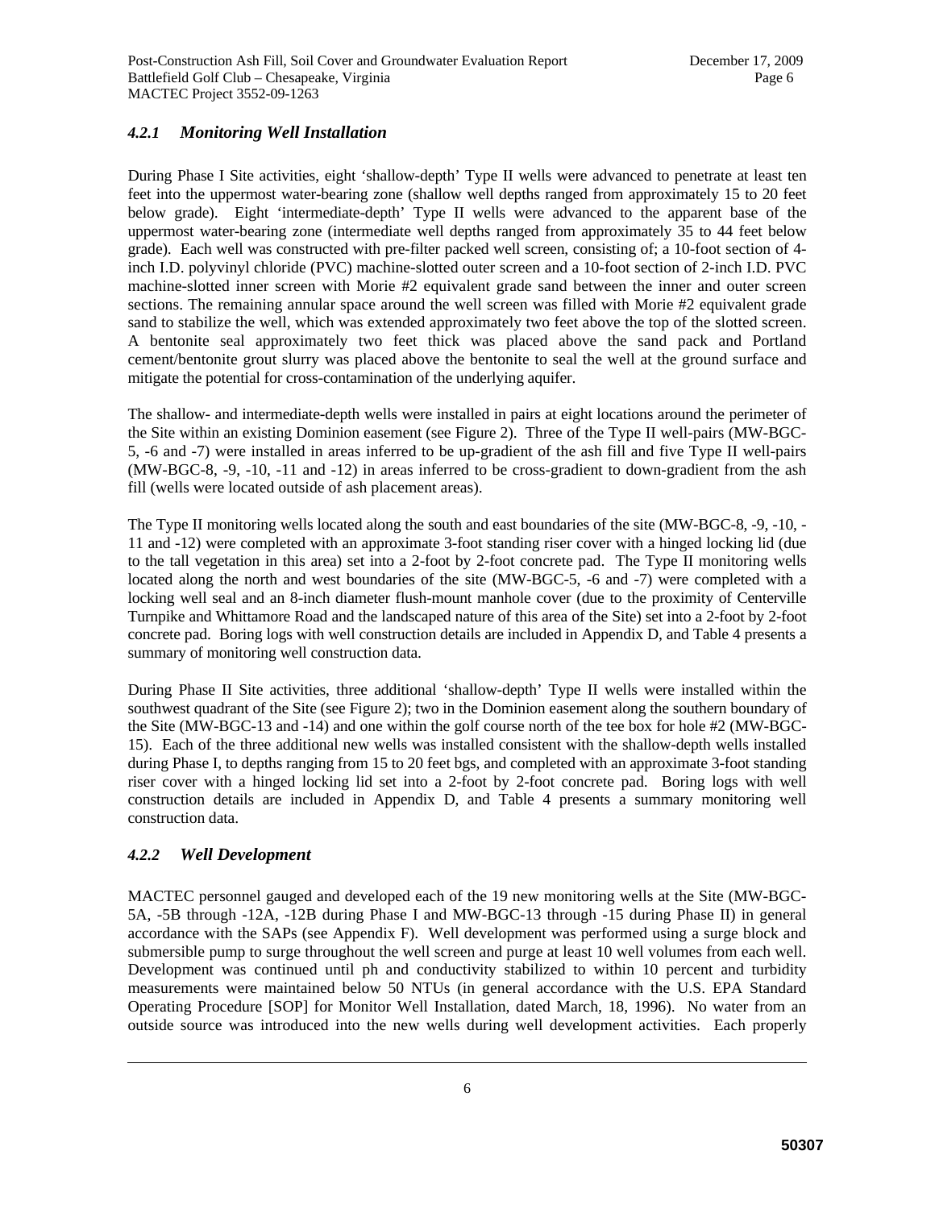### *4.2.1 Monitoring Well Installation*

During Phase I Site activities, eight 'shallow-depth' Type II wells were advanced to penetrate at least ten feet into the uppermost water-bearing zone (shallow well depths ranged from approximately 15 to 20 feet below grade). Eight 'intermediate-depth' Type II wells were advanced to the apparent base of the uppermost water-bearing zone (intermediate well depths ranged from approximately 35 to 44 feet below grade). Each well was constructed with pre-filter packed well screen, consisting of; a 10-foot section of 4-inch I.D. polyvinyl chloride (PVC) machine-slotted outer screen and a 10-foot section of 2-inch I.D. PVC machine-slotted inner screen with Morie #2 equivalent grade sand between the inner and outer screen sections. The remaining annular space around the well screen was filled with Morie #2 equivalent grade sand to stabilize the well, which was extended approximately two feet above the top of the slotted screen. A bentonite seal approximately two feet thick was placed above the sand pack and Portland cement/bentonite grout slurry was placed above the bentonite to seal the well at the ground surface and mitigate the potential for cross-contamination of the underlying aquifer.

The shallow- and intermediate-depth wells were installed in pairs at eight locations around the perimeter of the Site within an existing Dominion easement (see Figure 2). Three of the Type II well-pairs (MW-BGC-5, -6 and -7) were installed in areas inferred to be up-gradient of the ash fill and five Type II well-pairs (MW-BGC-8, -9, -10, -11 and -12) in areas inferred to be cross-gradient to down-gradient from the ash fill (wells were located outside of ash placement areas).

The Type II monitoring wells located along the south and east boundaries of the site (MW-BGC-8, -9, -10, -11 and -12) were completed with an approximate 3-foot standing riser cover with a hinged locking lid (due to the tall vegetation in this area) set into a 2-foot by 2-foot concrete pad. The Type II monitoring wells located along the north and west boundaries of the site (MW-BGC-5, -6 and -7) were completed with a locking well seal and an 8-inch diameter flush-mount manhole cover (due to the proximity of Centerville Turnpike and Whittamore Road and the landscaped nature of this area of the Site) set into a 2-foot by 2-foot concrete pad. Boring logs with well construction details are included in Appendix D, and Table 4 presents a summary of monitoring well construction data.

During Phase II Site activities, three additional 'shallow-depth' Type II wells were installed within the southwest quadrant of the Site (see Figure 2); two in the Dominion easement along the southern boundary of the Site (MW-BGC-13 and -14) and one within the golf course north of the tee box for hole #2 (MW-BGC-15). Each of the three additional new wells was installed consistent with the shallow-depth wells installed during Phase I, to depths ranging from 15 to 20 feet bgs, and completed with an approximate 3-foot standing riser cover with a hinged locking lid set into a 2-foot by 2-foot concrete pad. Boring logs with well construction details are included in Appendix D, and Table 4 presents a summary monitoring well construction data.

### *4.2.2 Well Development*

MACTEC personnel gauged and developed each of the 19 new monitoring wells at the Site (MW-BGC-5A, -5B through -12A, -12B during Phase I and MW-BGC-13 through -15 during Phase II) in general accordance with the SAPs (see Appendix F). Well development was performed using a surge block and submersible pump to surge throughout the well screen and purge at least 10 well volumes from each well. Development was continued until ph and conductivity stabilized to within 10 percent and turbidity measurements were maintained below 50 NTUs (in general accordance with the U.S. EPA Standard Operating Procedure [SOP] for Monitor Well Installation, dated March, 18, 1996). No water from an outside source was introduced into the new wells during well development activities. Each properly

50307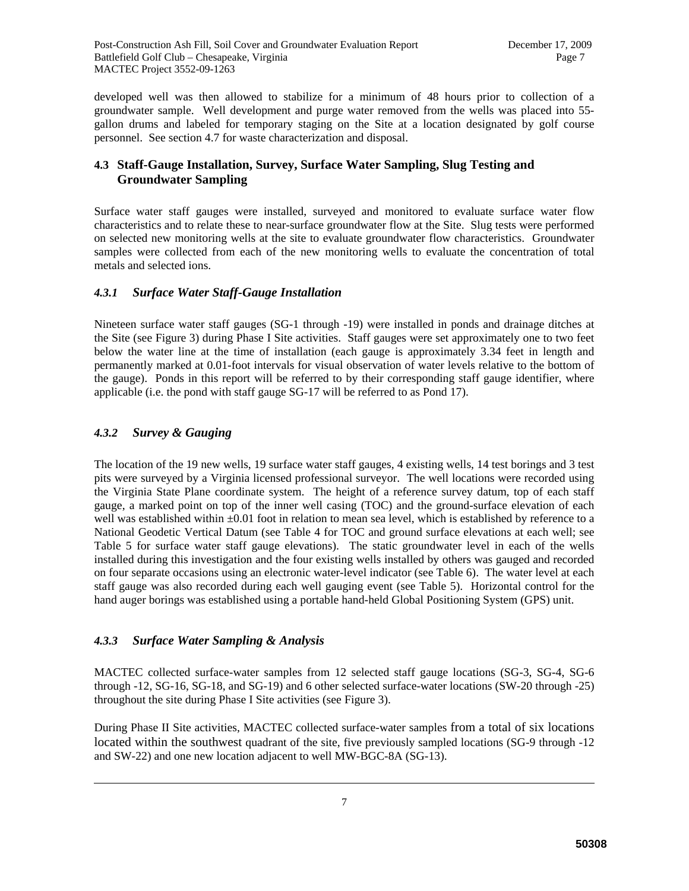developed well was then allowed to stabilize for a minimum of 48 hours prior to collection of a groundwater sample. Well development and purge water removed from the wells was placed into 55-gallon drums and labeled for temporary staging on the Site at a location designated by golf course personnel. See section 4.7 for waste characterization and disposal.

## 4.3 Staff-Gauge Installation, Survey, Surface Water Sampling, Slug Testing and Groundwater Sampling

Surface water staff gauges were installed, surveyed and monitored to evaluate surface water flow characteristics and to relate these to near-surface groundwater flow at the Site. Slug tests were performed on selected new monitoring wells at the site to evaluate groundwater flow characteristics. Groundwater samples were collected from each of the new monitoring wells to evaluate the concentration of total metals and selected ions.

### *4.3.1 Surface Water Staff-Gauge Installation*

Nineteen surface water staff gauges (SG-1 through -19) were installed in ponds and drainage ditches at the Site (see Figure 3) during Phase I Site activities. Staff gauges were set approximately one to two feet below the water line at the time of installation (each gauge is approximately 3.34 feet in length and permanently marked at 0.01-foot intervals for visual observation of water levels relative to the bottom of the gauge). Ponds in this report will be referred to by their corresponding staff gauge identifier, where applicable (i.e. the pond with staff gauge SG-17 will be referred to as Pond 17).

### *4.3.2 Survey & Gauging*

The location of the 19 new wells, 19 surface water staff gauges, 4 existing wells, 14 test borings and 3 test pits were surveyed by a Virginia licensed professional surveyor. The well locations were recorded using the Virginia State Plane coordinate system. The height of a reference survey datum, top of each staff gauge, a marked point on top of the inner well casing (TOC) and the ground-surface elevation of each well was established within ±0.01 foot in relation to mean sea level, which is established by reference to a National Geodetic Vertical Datum (see Table 4 for TOC and ground surface elevations at each well; see Table 5 for surface water staff gauge elevations). The static groundwater level in each of the wells installed during this investigation and the four existing wells installed by others was gauged and recorded on four separate occasions using an electronic water-level indicator (see Table 6). The water level at each staff gauge was also recorded during each well gauging event (see Table 5). Horizontal control for the hand auger borings was established using a portable hand-held Global Positioning System (GPS) unit.

### *4.3.3 Surface Water Sampling & Analysis*

MACTEC collected surface-water samples from 12 selected staff gauge locations (SG-3, SG-4, SG-6 through -12, SG-16, SG-18, and SG-19) and 6 other selected surface-water locations (SW-20 through -25) throughout the site during Phase I Site activities (see Figure 3).

During Phase II Site activities, MACTEC collected surface-water samples from a total of six locations located within the southwest quadrant of the site, five previously sampled locations (SG-9 through -12 and SW-22) and one new location adjacent to well MW-BGC-8A (SG-13).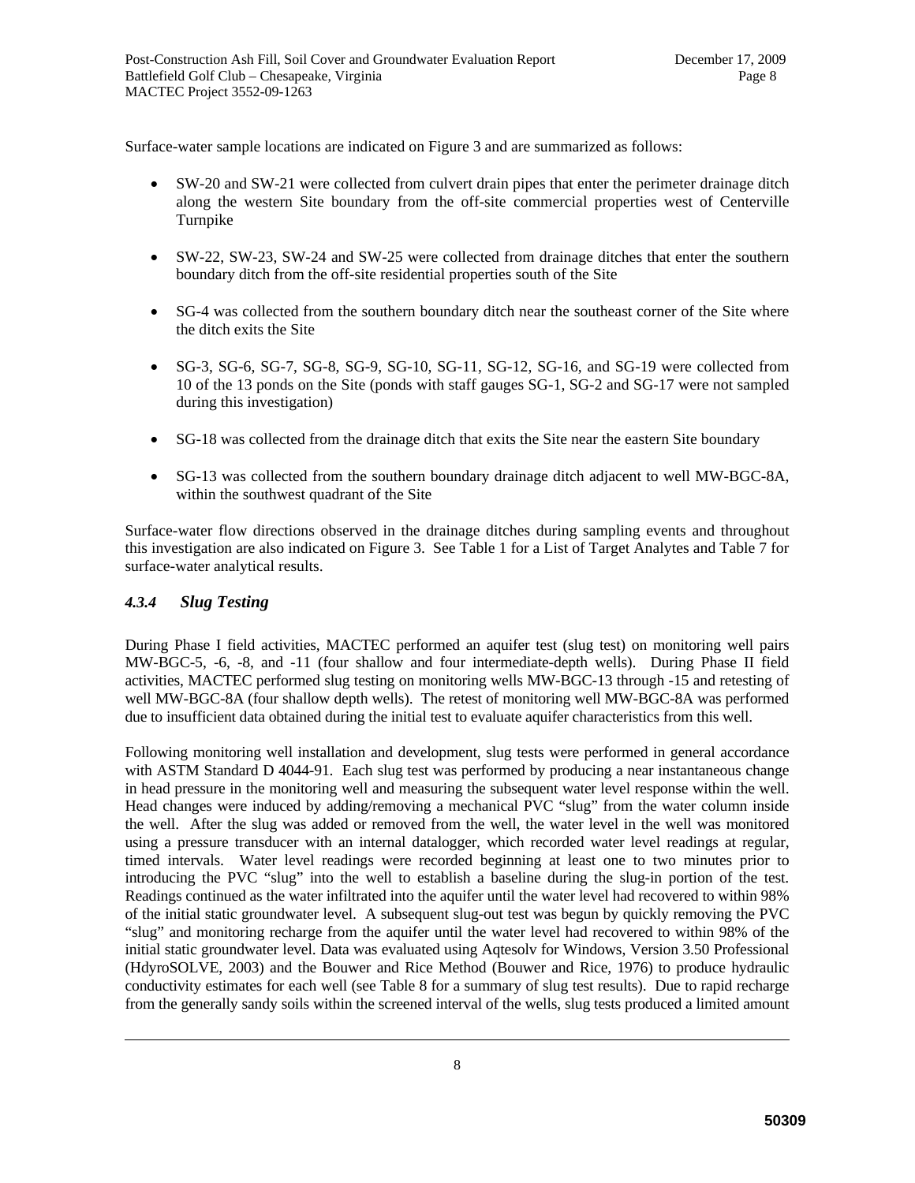Surface-water sample locations are indicated on Figure 3 and are summarized as follows:

- SW-20 and SW-21 were collected from culvert drain pipes that enter the perimeter drainage ditch along the western Site boundary from the off-site commercial properties west of Centerville Turnpike
- SW-22, SW-23, SW-24 and SW-25 were collected from drainage ditches that enter the southern boundary ditch from the off-site residential properties south of the Site
- SG-4 was collected from the southern boundary ditch near the southeast corner of the Site where the ditch exits the Site
- SG-3, SG-6, SG-7, SG-8, SG-9, SG-10, SG-11, SG-12, SG-16, and SG-19 were collected from 10 of the 13 ponds on the Site (ponds with staff gauges SG-1, SG-2 and SG-17 were not sampled during this investigation)
- SG-18 was collected from the drainage ditch that exits the Site near the eastern Site boundary
- SG-13 was collected from the southern boundary drainage ditch adjacent to well MW-BGC-8A, within the southwest quadrant of the Site

Surface-water flow directions observed in the drainage ditches during sampling events and throughout this investigation are also indicated on Figure 3. See Table 1 for a List of Target Analytes and Table 7 for surface-water analytical results.

### *4.3.4 Slug Testing*

During Phase I field activities, MACTEC performed an aquifer test (slug test) on monitoring well pairs MW-BGC-5, -6, -8, and -11 (four shallow and four intermediate-depth wells). During Phase II field activities, MACTEC performed slug testing on monitoring wells MW-BGC-13 through -15 and retesting of well MW-BGC-8A (four shallow depth wells). The retest of monitoring well MW-BGC-8A was performed due to insufficient data obtained during the initial test to evaluate aquifer characteristics from this well.

Following monitoring well installation and development, slug tests were performed in general accordance with ASTM Standard D 4044-91. Each slug test was performed by producing a near instantaneous change in head pressure in the monitoring well and measuring the subsequent water level response within the well. Head changes were induced by adding/removing a mechanical PVC "slug" from the water column inside the well. After the slug was added or removed from the well, the water level in the well was monitored using a pressure transducer with an internal datalogger, which recorded water level readings at regular, timed intervals. Water level readings were recorded beginning at least one to two minutes prior to introducing the PVC "slug" into the well to establish a baseline during the slug-in portion of the test. Readings continued as the water infiltrated into the aquifer until the water level had recovered to within 98% of the initial static groundwater level. A subsequent slug-out test was begun by quickly removing the PVC "slug" and monitoring recharge from the aquifer until the water level had recovered to within 98% of the initial static groundwater level. Data was evaluated using Aqtesolv for Windows, Version 3.50 Professional (HdyroSOLVE, 2003) and the Bouwer and Rice Method (Bouwer and Rice, 1976) to produce hydraulic conductivity estimates for each well (see Table 8 for a summary of slug test results). Due to rapid recharge from the generally sandy soils within the screened interval of the wells, slug tests produced a limited amount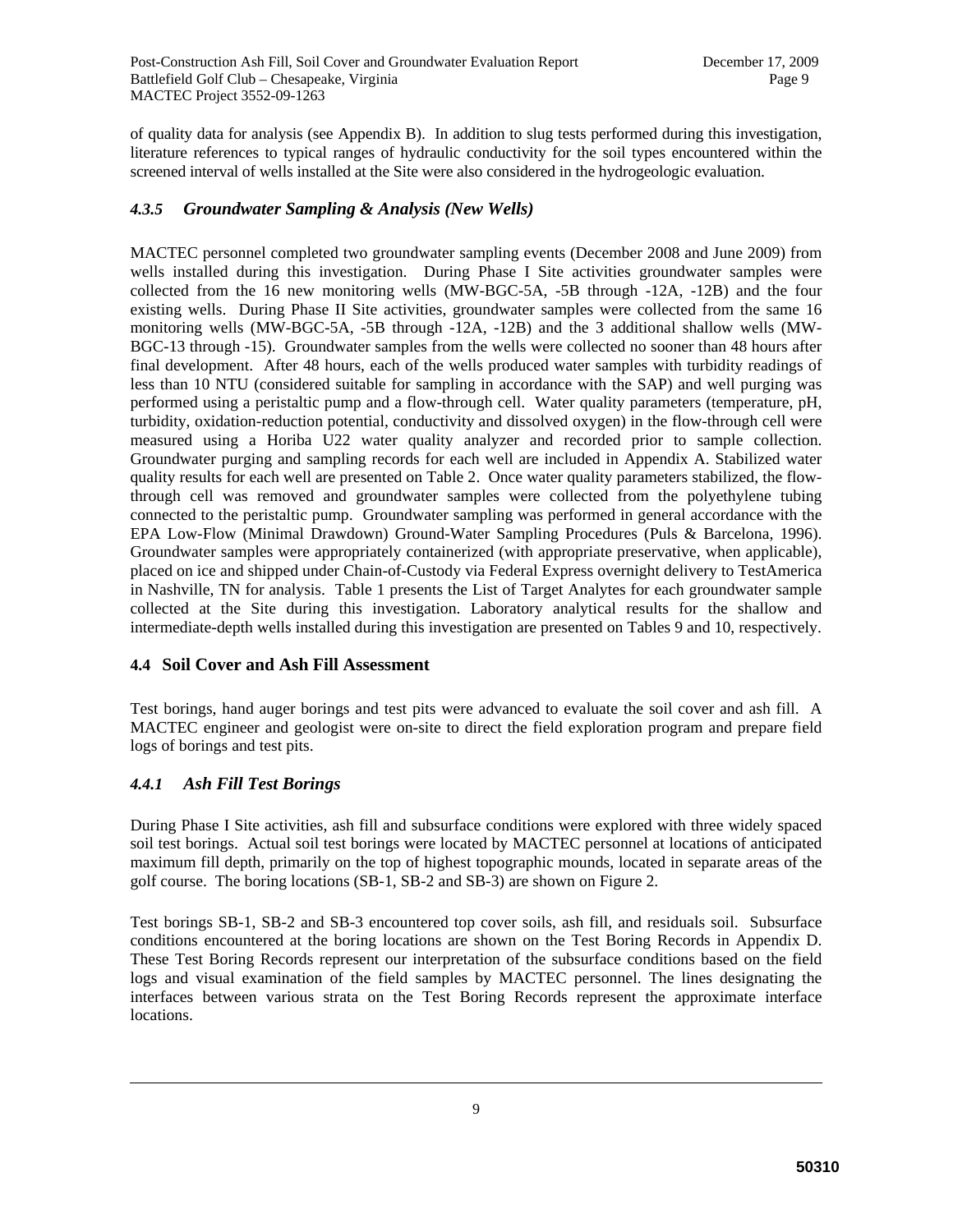of quality data for analysis (see Appendix B). In addition to slug tests performed during this investigation, literature references to typical ranges of hydraulic conductivity for the soil types encountered within the screened interval of wells installed at the Site were also considered in the hydrogeologic evaluation.

### *4.3.5 Groundwater Sampling & Analysis (New Wells)*

MACTEC personnel completed two groundwater sampling events (December 2008 and June 2009) from wells installed during this investigation. During Phase I Site activities groundwater samples were collected from the 16 new monitoring wells (MW-BGC-5A, -5B through -12A, -12B) and the four existing wells. During Phase II Site activities, groundwater samples were collected from the same 16 monitoring wells (MW-BGC-5A, -5B through -12A, -12B) and the 3 additional shallow wells (MW-BGC-13 through -15). Groundwater samples from the wells were collected no sooner than 48 hours after final development. After 48 hours, each of the wells produced water samples with turbidity readings of less than 10 NTU (considered suitable for sampling in accordance with the SAP) and well purging was performed using a peristaltic pump and a flow-through cell. Water quality parameters (temperature, pH, turbidity, oxidation-reduction potential, conductivity and dissolved oxygen) in the flow-through cell were measured using a Horiba U22 water quality analyzer and recorded prior to sample collection. Groundwater purging and sampling records for each well are included in Appendix A. Stabilized water quality results for each well are presented on Table 2. Once water quality parameters stabilized, the flow-through cell was removed and groundwater samples were collected from the polyethylene tubing connected to the peristaltic pump. Groundwater sampling was performed in general accordance with the EPA Low-Flow (Minimal Drawdown) Ground-Water Sampling Procedures (Puls & Barcelona, 1996). Groundwater samples were appropriately containerized (with appropriate preservative, when applicable), placed on ice and shipped under Chain-of-Custody via Federal Express overnight delivery to TestAmerica in Nashville, TN for analysis. Table 1 presents the List of Target Analytes for each groundwater sample collected at the Site during this investigation. Laboratory analytical results for the shallow and intermediate-depth wells installed during this investigation are presented on Tables 9 and 10, respectively.

## 4.4 Soil Cover and Ash Fill Assessment

Test borings, hand auger borings and test pits were advanced to evaluate the soil cover and ash fill. A MACTEC engineer and geologist were on-site to direct the field exploration program and prepare field logs of borings and test pits.

### *4.4.1 Ash Fill Test Borings*

During Phase I Site activities, ash fill and subsurface conditions were explored with three widely spaced soil test borings. Actual soil test borings were located by MACTEC personnel at locations of anticipated maximum fill depth, primarily on the top of highest topographic mounds, located in separate areas of the golf course. The boring locations (SB-1, SB-2 and SB-3) are shown on Figure 2.

Test borings SB-1, SB-2 and SB-3 encountered top cover soils, ash fill, and residuals soil. Subsurface conditions encountered at the boring locations are shown on the Test Boring Records in Appendix D. These Test Boring Records represent our interpretation of the subsurface conditions based on the field logs and visual examination of the field samples by MACTEC personnel. The lines designating the interfaces between various strata on the Test Boring Records represent the approximate interface locations.

50310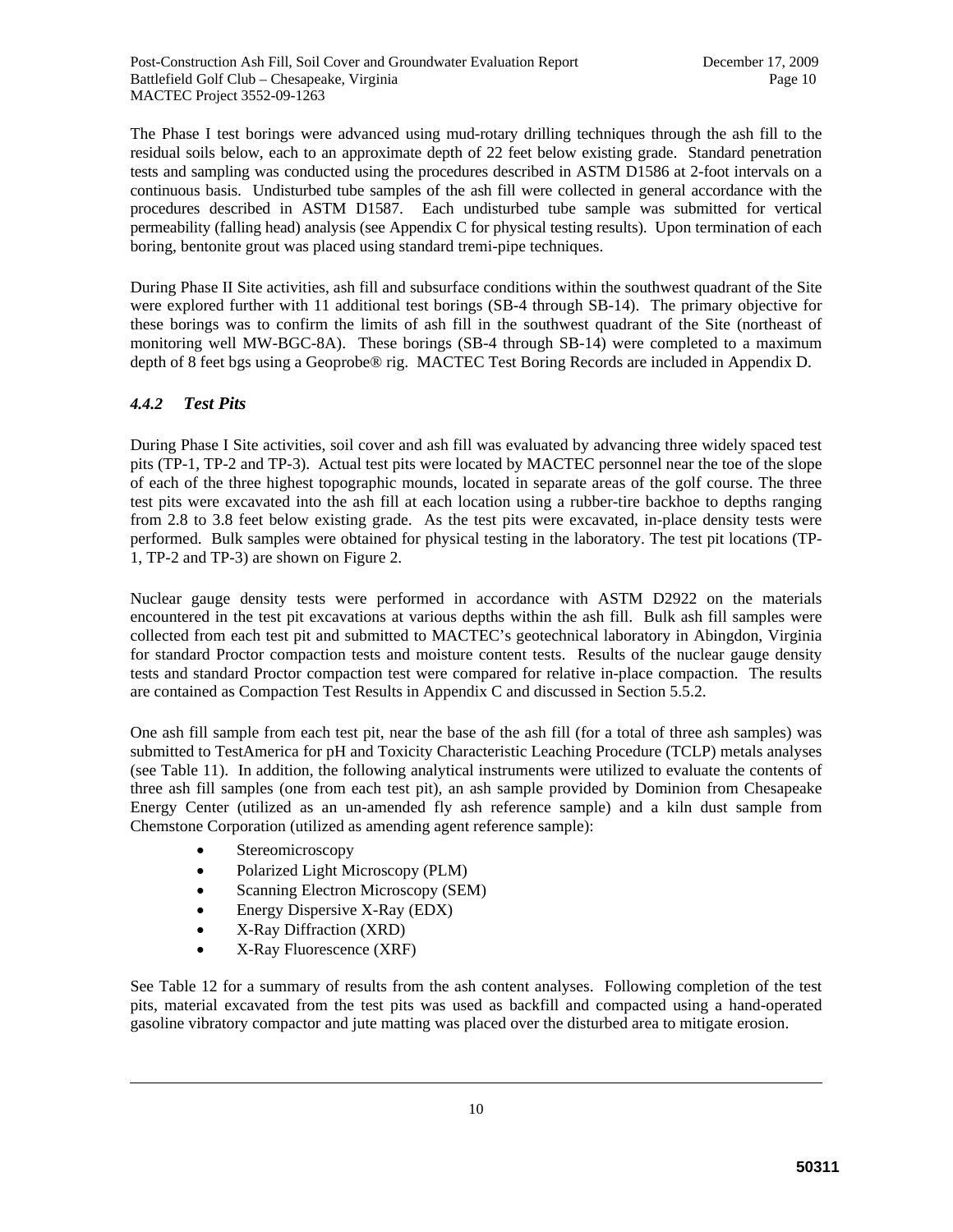The Phase I test borings were advanced using mud-rotary drilling techniques through the ash fill to the residual soils below, each to an approximate depth of 22 feet below existing grade. Standard penetration tests and sampling was conducted using the procedures described in ASTM D1586 at 2-foot intervals on a continuous basis. Undisturbed tube samples of the ash fill were collected in general accordance with the procedures described in ASTM D1587. Each undisturbed tube sample was submitted for vertical permeability (falling head) analysis (see Appendix C for physical testing results). Upon termination of each boring, bentonite grout was placed using standard tremi-pipe techniques.

During Phase II Site activities, ash fill and subsurface conditions within the southwest quadrant of the Site were explored further with 11 additional test borings (SB-4 through SB-14). The primary objective for these borings was to confirm the limits of ash fill in the southwest quadrant of the Site (northeast of monitoring well MW-BGC-8A). These borings (SB-4 through SB-14) were completed to a maximum depth of 8 feet bgs using a Geoprobe® rig. MACTEC Test Boring Records are included in Appendix D.

#### *4.4.2 Test Pits*

During Phase I Site activities, soil cover and ash fill was evaluated by advancing three widely spaced test pits (TP-1, TP-2 and TP-3). Actual test pits were located by MACTEC personnel near the toe of the slope of each of the three highest topographic mounds, located in separate areas of the golf course. The three test pits were excavated into the ash fill at each location using a rubber-tire backhoe to depths ranging from 2.8 to 3.8 feet below existing grade. As the test pits were excavated, in-place density tests were performed. Bulk samples were obtained for physical testing in the laboratory. The test pit locations (TP-1, TP-2 and TP-3) are shown on Figure 2.

Nuclear gauge density tests were performed in accordance with ASTM D2922 on the materials encountered in the test pit excavations at various depths within the ash fill. Bulk ash fill samples were collected from each test pit and submitted to MACTEC's geotechnical laboratory in Abingdon, Virginia for standard Proctor compaction tests and moisture content tests. Results of the nuclear gauge density tests and standard Proctor compaction test were compared for relative in-place compaction. The results are contained as Compaction Test Results in Appendix C and discussed in Section 5.5.2.

One ash fill sample from each test pit, near the base of the ash fill (for a total of three ash samples) was submitted to TestAmerica for pH and Toxicity Characteristic Leaching Procedure (TCLP) metals analyses (see Table 11). In addition, the following analytical instruments were utilized to evaluate the contents of three ash fill samples (one from each test pit), an ash sample provided by Dominion from Chesapeake Energy Center (utilized as an un-amended fly ash reference sample) and a kiln dust sample from Chemstone Corporation (utilized as amending agent reference sample):

- Stereomicroscopy
- Polarized Light Microscopy (PLM)
- Scanning Electron Microscopy (SEM)
- Energy Dispersive X-Ray (EDX)
- X-Ray Diffraction (XRD)
- X-Ray Fluorescence (XRF)

See Table 12 for a summary of results from the ash content analyses. Following completion of the test pits, material excavated from the test pits was used as backfill and compacted using a hand-operated gasoline vibratory compactor and jute matting was placed over the disturbed area to mitigate erosion.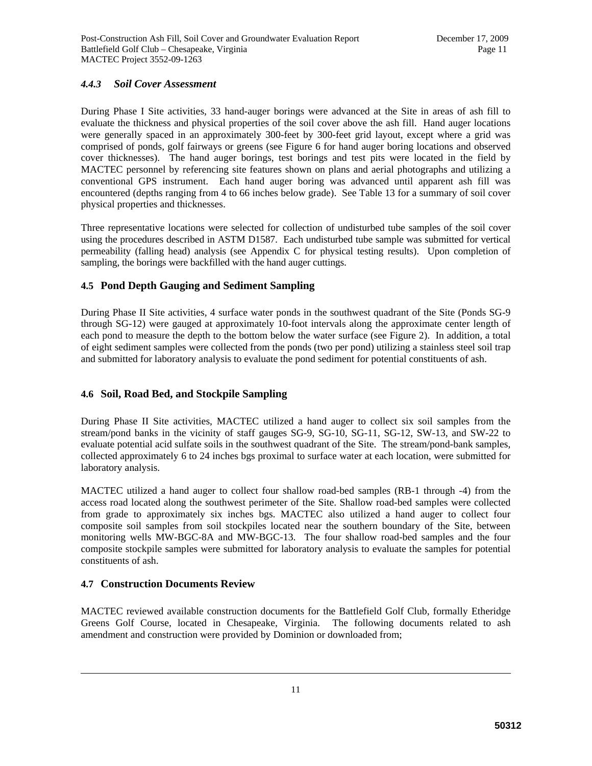#### *4.4.3 Soil Cover Assessment*

During Phase I Site activities, 33 hand-auger borings were advanced at the Site in areas of ash fill to evaluate the thickness and physical properties of the soil cover above the ash fill. Hand auger locations were generally spaced in an approximately 300-feet by 300-feet grid layout, except where a grid was comprised of ponds, golf fairways or greens (see Figure 6 for hand auger boring locations and observed cover thicknesses). The hand auger borings, test borings and test pits were located in the field by MACTEC personnel by referencing site features shown on plans and aerial photographs and utilizing a conventional GPS instrument. Each hand auger boring was advanced until apparent ash fill was encountered (depths ranging from 4 to 66 inches below grade). See Table 13 for a summary of soil cover physical properties and thicknesses.

Three representative locations were selected for collection of undisturbed tube samples of the soil cover using the procedures described in ASTM D1587. Each undisturbed tube sample was submitted for vertical permeability (falling head) analysis (see Appendix C for physical testing results). Upon completion of sampling, the borings were backfilled with the hand auger cuttings.

### 4.5 Pond Depth Gauging and Sediment Sampling

During Phase II Site activities, 4 surface water ponds in the southwest quadrant of the Site (Ponds SG-9 through SG-12) were gauged at approximately 10-foot intervals along the approximate center length of each pond to measure the depth to the bottom below the water surface (see Figure 2). In addition, a total of eight sediment samples were collected from the ponds (two per pond) utilizing a stainless steel soil trap and submitted for laboratory analysis to evaluate the pond sediment for potential constituents of ash.

### 4.6 Soil, Road Bed, and Stockpile Sampling

During Phase II Site activities, MACTEC utilized a hand auger to collect six soil samples from the stream/pond banks in the vicinity of staff gauges SG-9, SG-10, SG-11, SG-12, SW-13, and SW-22 to evaluate potential acid sulfate soils in the southwest quadrant of the Site. The stream/pond-bank samples, collected approximately 6 to 24 inches bgs proximal to surface water at each location, were submitted for laboratory analysis.

MACTEC utilized a hand auger to collect four shallow road-bed samples (RB-1 through -4) from the access road located along the southwest perimeter of the Site. Shallow road-bed samples were collected from grade to approximately six inches bgs. MACTEC also utilized a hand auger to collect four composite soil samples from soil stockpiles located near the southern boundary of the Site, between monitoring wells MW-BGC-8A and MW-BGC-13. The four shallow road-bed samples and the four composite stockpile samples were submitted for laboratory analysis to evaluate the samples for potential constituents of ash.

### 4.7 Construction Documents Review

MACTEC reviewed available construction documents for the Battlefield Golf Club, formally Etheridge Greens Golf Course, located in Chesapeake, Virginia. The following documents related to ash amendment and construction were provided by Dominion or downloaded from;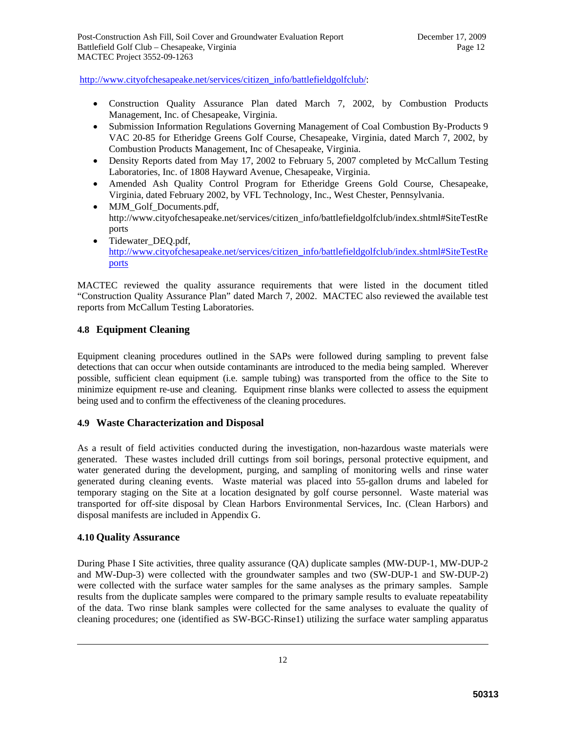http://www.cityofchesapeake.net/services/citizen_info/battlefieldgolfclub/:

- Construction Quality Assurance Plan dated March 7, 2002, by Combustion Products Management, Inc. of Chesapeake, Virginia.
- Submission Information Regulations Governing Management of Coal Combustion By-Products 9 VAC 20-85 for Etheridge Greens Golf Course, Chesapeake, Virginia, dated March 7, 2002, by Combustion Products Management, Inc of Chesapeake, Virginia.
- Density Reports dated from May 17, 2002 to February 5, 2007 completed by McCallum Testing Laboratories, Inc. of 1808 Hayward Avenue, Chesapeake, Virginia.
- Amended Ash Quality Control Program for Etheridge Greens Gold Course, Chesapeake, Virginia, dated February 2002, by VFL Technology, Inc., West Chester, Pennsylvania.
- MJM_Golf_Documents.pdf, http://www.cityofchesapeake.net/services/citizen_info/battlefieldgolfclub/index.shtml#SiteTestReports
- Tidewater_DEQ.pdf, http://www.cityofchesapeake.net/services/citizen_info/battlefieldgolfclub/index.shtml#SiteTestReports

MACTEC reviewed the quality assurance requirements that were listed in the document titled "Construction Quality Assurance Plan" dated March 7, 2002. MACTEC also reviewed the available test reports from McCallum Testing Laboratories.

### 4.8 Equipment Cleaning

Equipment cleaning procedures outlined in the SAPs were followed during sampling to prevent false detections that can occur when outside contaminants are introduced to the media being sampled. Wherever possible, sufficient clean equipment (i.e. sample tubing) was transported from the office to the Site to minimize equipment re-use and cleaning. Equipment rinse blanks were collected to assess the equipment being used and to confirm the effectiveness of the cleaning procedures.

### 4.9 Waste Characterization and Disposal

As a result of field activities conducted during the investigation, non-hazardous waste materials were generated. These wastes included drill cuttings from soil borings, personal protective equipment, and water generated during the development, purging, and sampling of monitoring wells and rinse water generated during cleaning events. Waste material was placed into 55-gallon drums and labeled for temporary staging on the Site at a location designated by golf course personnel. Waste material was transported for off-site disposal by Clean Harbors Environmental Services, Inc. (Clean Harbors) and disposal manifests are included in Appendix G.

### 4.10 Quality Assurance

During Phase I Site activities, three quality assurance (QA) duplicate samples (MW-DUP-1, MW-DUP-2 and MW-Dup-3) were collected with the groundwater samples and two (SW-DUP-1 and SW-DUP-2) were collected with the surface water samples for the same analyses as the primary samples. Sample results from the duplicate samples were compared to the primary sample results to evaluate repeatability of the data. Two rinse blank samples were collected for the same analyses to evaluate the quality of cleaning procedures; one (identified as SW-BGC-Rinse1) utilizing the surface water sampling apparatus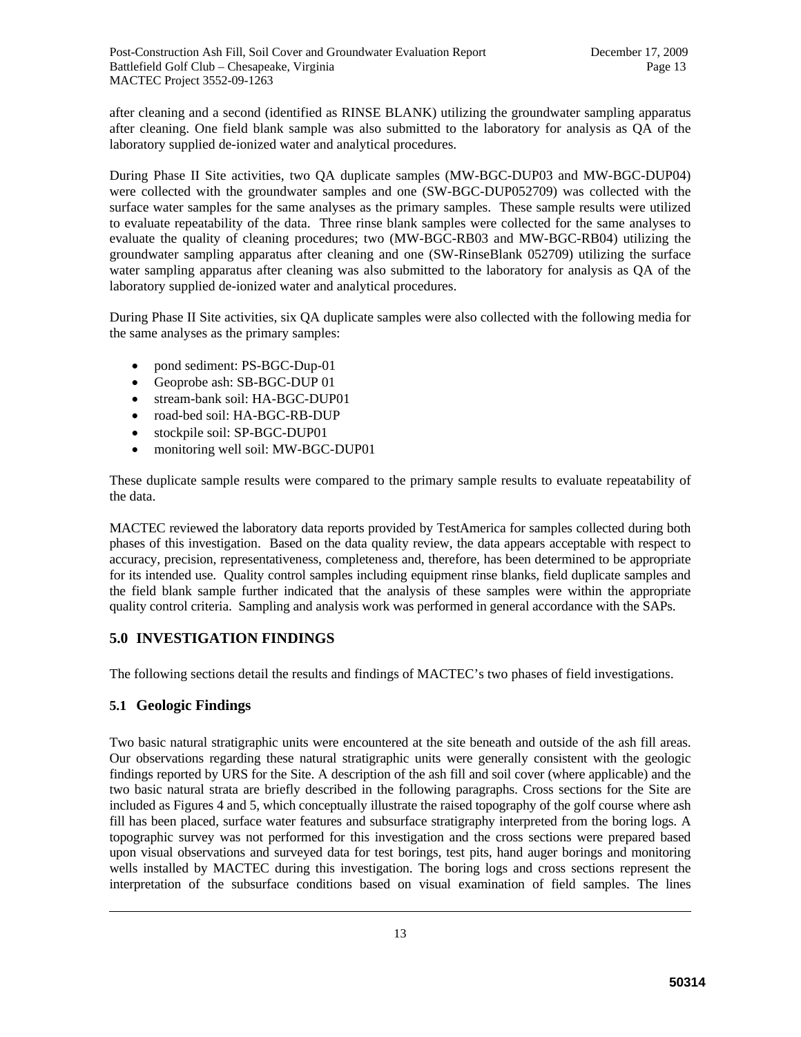after cleaning and a second (identified as RINSE BLANK) utilizing the groundwater sampling apparatus after cleaning. One field blank sample was also submitted to the laboratory for analysis as QA of the laboratory supplied de-ionized water and analytical procedures.

During Phase II Site activities, two QA duplicate samples (MW-BGC-DUP03 and MW-BGC-DUP04) were collected with the groundwater samples and one (SW-BGC-DUP052709) was collected with the surface water samples for the same analyses as the primary samples. These sample results were utilized to evaluate repeatability of the data. Three rinse blank samples were collected for the same analyses to evaluate the quality of cleaning procedures; two (MW-BGC-RB03 and MW-BGC-RB04) utilizing the groundwater sampling apparatus after cleaning and one (SW-RinseBlank 052709) utilizing the surface water sampling apparatus after cleaning was also submitted to the laboratory for analysis as QA of the laboratory supplied de-ionized water and analytical procedures.

During Phase II Site activities, six QA duplicate samples were also collected with the following media for the same analyses as the primary samples:

- pond sediment: PS-BGC-Dup-01
- Geoprobe ash: SB-BGC-DUP 01
- stream-bank soil: HA-BGC-DUP01
- road-bed soil: HA-BGC-RB-DUP
- stockpile soil: SP-BGC-DUP01
- monitoring well soil: MW-BGC-DUP01

These duplicate sample results were compared to the primary sample results to evaluate repeatability of the data.

MACTEC reviewed the laboratory data reports provided by TestAmerica for samples collected during both phases of this investigation. Based on the data quality review, the data appears acceptable with respect to accuracy, precision, representativeness, completeness and, therefore, has been determined to be appropriate for its intended use. Quality control samples including equipment rinse blanks, field duplicate samples and the field blank sample further indicated that the analysis of these samples were within the appropriate quality control criteria. Sampling and analysis work was performed in general accordance with the SAPs.

## 5.0 INVESTIGATION FINDINGS

The following sections detail the results and findings of MACTEC's two phases of field investigations.

### 5.1 Geologic Findings

Two basic natural stratigraphic units were encountered at the site beneath and outside of the ash fill areas. Our observations regarding these natural stratigraphic units were generally consistent with the geologic findings reported by URS for the Site. A description of the ash fill and soil cover (where applicable) and the two basic natural strata are briefly described in the following paragraphs. Cross sections for the Site are included as Figures 4 and 5, which conceptually illustrate the raised topography of the golf course where ash fill has been placed, surface water features and subsurface stratigraphy interpreted from the boring logs. A topographic survey was not performed for this investigation and the cross sections were prepared based upon visual observations and surveyed data for test borings, test pits, hand auger borings and monitoring wells installed by MACTEC during this investigation. The boring logs and cross sections represent the interpretation of the subsurface conditions based on visual examination of field samples. The lines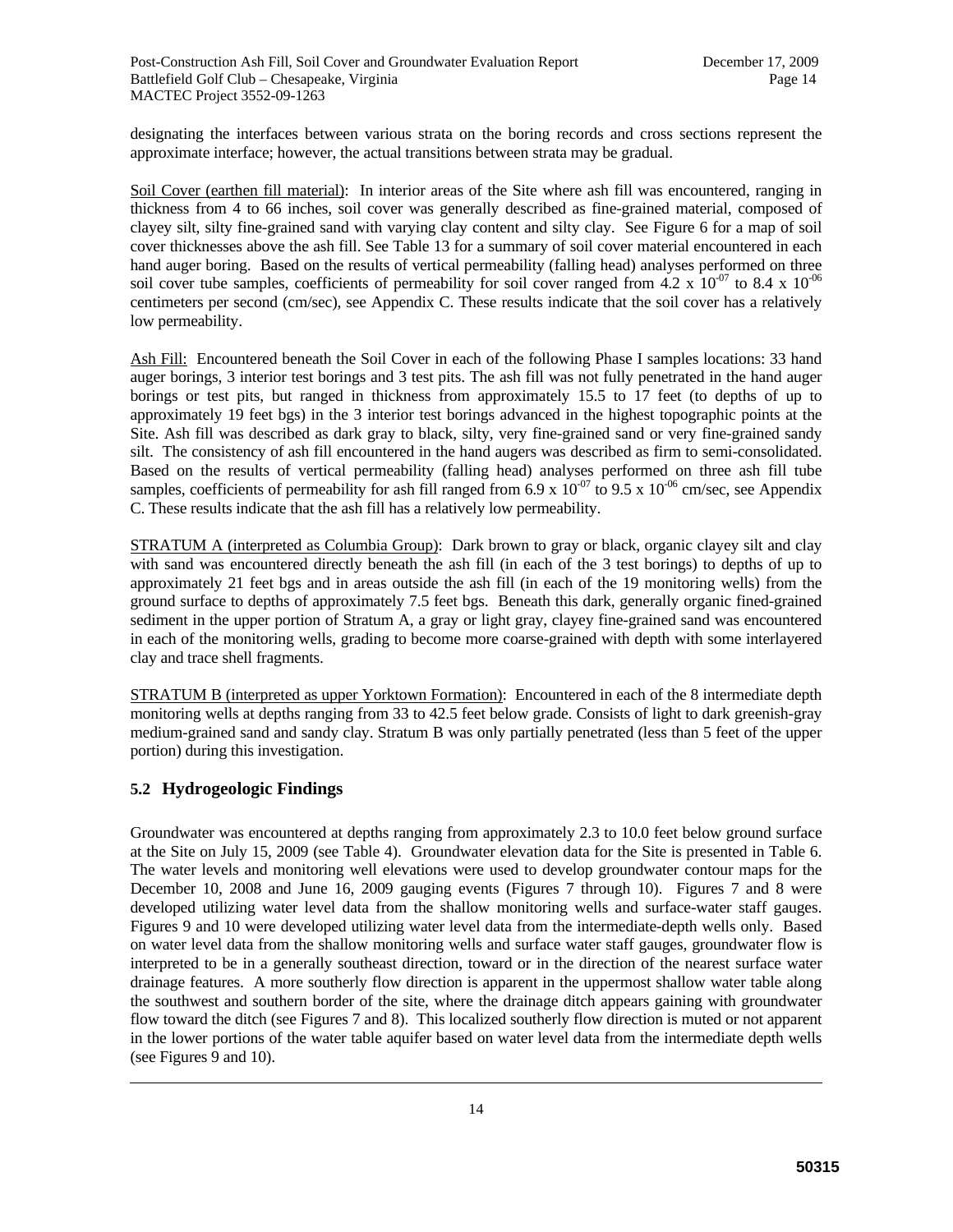designating the interfaces between various strata on the boring records and cross sections represent the approximate interface; however, the actual transitions between strata may be gradual.

Soil Cover (earthen fill material): In interior areas of the Site where ash fill was encountered, ranging in thickness from 4 to 66 inches, soil cover was generally described as fine-grained material, composed of clayey silt, silty fine-grained sand with varying clay content and silty clay. See Figure 6 for a map of soil cover thicknesses above the ash fill. See Table 13 for a summary of soil cover material encountered in each hand auger boring. Based on the results of vertical permeability (falling head) analyses performed on three soil cover tube samples, coefficients of permeability for soil cover ranged from $4.2 \times 10^{-07}$ to $8.4 \times 10^{-06}$ centimeters per second (cm/sec), see Appendix C. These results indicate that the soil cover has a relatively low permeability.

Ash Fill: Encountered beneath the Soil Cover in each of the following Phase I samples locations: 33 hand auger borings, 3 interior test borings and 3 test pits. The ash fill was not fully penetrated in the hand auger borings or test pits, but ranged in thickness from approximately 15.5 to 17 feet (to depths of up to approximately 19 feet bgs) in the 3 interior test borings advanced in the highest topographic points at the Site. Ash fill was described as dark gray to black, silty, very fine-grained sand or very fine-grained sandy silt. The consistency of ash fill encountered in the hand augers was described as firm to semi-consolidated. Based on the results of vertical permeability (falling head) analyses performed on three ash fill tube samples, coefficients of permeability for ash fill ranged from $6.9 \times 10^{-07}$ to $9.5 \times 10^{-06}$ cm/sec, see Appendix C. These results indicate that the ash fill has a relatively low permeability.

STRATUM A (interpreted as Columbia Group): Dark brown to gray or black, organic clayey silt and clay with sand was encountered directly beneath the ash fill (in each of the 3 test borings) to depths of up to approximately 21 feet bgs and in areas outside the ash fill (in each of the 19 monitoring wells) from the ground surface to depths of approximately 7.5 feet bgs. Beneath this dark, generally organic fined-grained sediment in the upper portion of Stratum A, a gray or light gray, clayey fine-grained sand was encountered in each of the monitoring wells, grading to become more coarse-grained with depth with some interlayered clay and trace shell fragments.

STRATUM B (interpreted as upper Yorktown Formation): Encountered in each of the 8 intermediate depth monitoring wells at depths ranging from 33 to 42.5 feet below grade. Consists of light to dark greenish-gray medium-grained sand and sandy clay. Stratum B was only partially penetrated (less than 5 feet of the upper portion) during this investigation.

## 5.2 Hydrogeologic Findings

Groundwater was encountered at depths ranging from approximately 2.3 to 10.0 feet below ground surface at the Site on July 15, 2009 (see Table 4). Groundwater elevation data for the Site is presented in Table 6. The water levels and monitoring well elevations were used to develop groundwater contour maps for the December 10, 2008 and June 16, 2009 gauging events (Figures 7 through 10). Figures 7 and 8 were developed utilizing water level data from the shallow monitoring wells and surface-water staff gauges. Figures 9 and 10 were developed utilizing water level data from the intermediate-depth wells only. Based on water level data from the shallow monitoring wells and surface water staff gauges, groundwater flow is interpreted to be in a generally southeast direction, toward or in the direction of the nearest surface water drainage features. A more southerly flow direction is apparent in the uppermost shallow water table along the southwest and southern border of the site, where the drainage ditch appears gaining with groundwater flow toward the ditch (see Figures 7 and 8). This localized southerly flow direction is muted or not apparent in the lower portions of the water table aquifer based on water level data from the intermediate depth wells (see Figures 9 and 10).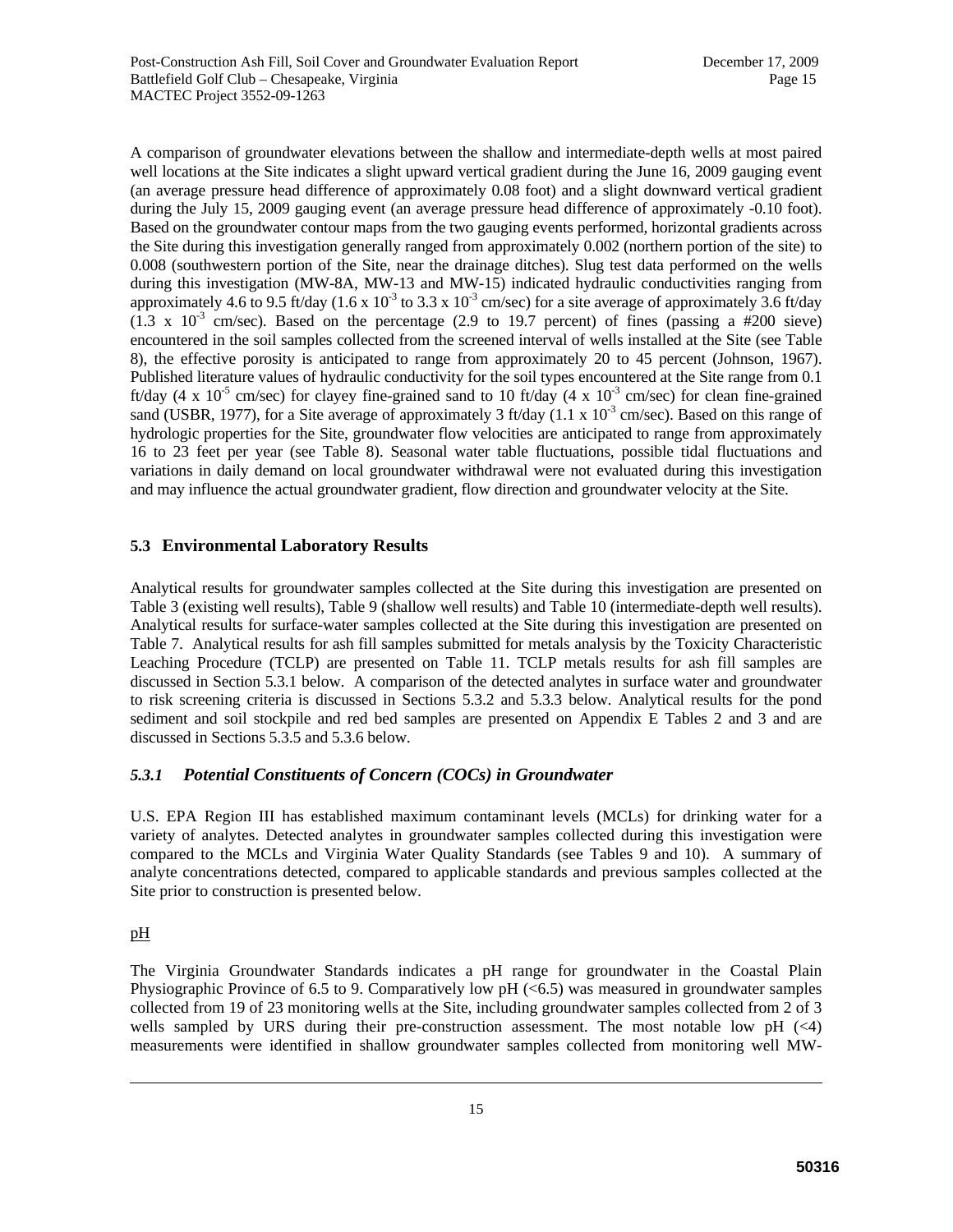A comparison of groundwater elevations between the shallow and intermediate-depth wells at most paired well locations at the Site indicates a slight upward vertical gradient during the June 16, 2009 gauging event (an average pressure head difference of approximately 0.08 foot) and a slight downward vertical gradient during the July 15, 2009 gauging event (an average pressure head difference of approximately -0.10 foot). Based on the groundwater contour maps from the two gauging events performed, horizontal gradients across the Site during this investigation generally ranged from approximately 0.002 (northern portion of the site) to 0.008 (southwestern portion of the Site, near the drainage ditches). Slug test data performed on the wells during this investigation (MW-8A, MW-13 and MW-15) indicated hydraulic conductivities ranging from approximately 4.6 to 9.5 ft/day ($1.6 \times 10^{-3}$ to $3.3 \times 10^{-3}$ cm/sec) for a site average of approximately 3.6 ft/day ($1.3 \times 10^{-3}$ cm/sec). Based on the percentage (2.9 to 19.7 percent) of fines (passing a #200 sieve) encountered in the soil samples collected from the screened interval of wells installed at the Site (see Table 8), the effective porosity is anticipated to range from approximately 20 to 45 percent (Johnson, 1967). Published literature values of hydraulic conductivity for the soil types encountered at the Site range from 0.1 ft/day ($4 \times 10^{-5}$ cm/sec) for clayey fine-grained sand to 10 ft/day ($4 \times 10^{-3}$ cm/sec) for clean fine-grained sand (USBR, 1977), for a Site average of approximately 3 ft/day ($1.1 \times 10^{-3}$ cm/sec). Based on this range of hydrologic properties for the Site, groundwater flow velocities are anticipated to range from approximately 16 to 23 feet per year (see Table 8). Seasonal water table fluctuations, possible tidal fluctuations and variations in daily demand on local groundwater withdrawal were not evaluated during this investigation and may influence the actual groundwater gradient, flow direction and groundwater velocity at the Site.

## 5.3 Environmental Laboratory Results

Analytical results for groundwater samples collected at the Site during this investigation are presented on Table 3 (existing well results), Table 9 (shallow well results) and Table 10 (intermediate-depth well results). Analytical results for surface-water samples collected at the Site during this investigation are presented on Table 7. Analytical results for ash fill samples submitted for metals analysis by the Toxicity Characteristic Leaching Procedure (TCLP) are presented on Table 11. TCLP metals results for ash fill samples are discussed in Section 5.3.1 below. A comparison of the detected analytes in surface water and groundwater to risk screening criteria is discussed in Sections 5.3.2 and 5.3.3 below. Analytical results for the pond sediment and soil stockpile and red bed samples are presented on Appendix E Tables 2 and 3 and are discussed in Sections 5.3.5 and 5.3.6 below.

### *5.3.1 Potential Constituents of Concern (COCs) in Groundwater*

U.S. EPA Region III has established maximum contaminant levels (MCLs) for drinking water for a variety of analytes. Detected analytes in groundwater samples collected during this investigation were compared to the MCLs and Virginia Water Quality Standards (see Tables 9 and 10). A summary of analyte concentrations detected, compared to applicable standards and previous samples collected at the Site prior to construction is presented below.

pH

The Virginia Groundwater Standards indicates a pH range for groundwater in the Coastal Plain Physiographic Province of 6.5 to 9. Comparatively low pH (<6.5) was measured in groundwater samples collected from 19 of 23 monitoring wells at the Site, including groundwater samples collected from 2 of 3 wells sampled by URS during their pre-construction assessment. The most notable low pH (<4) measurements were identified in shallow groundwater samples collected from monitoring well MW-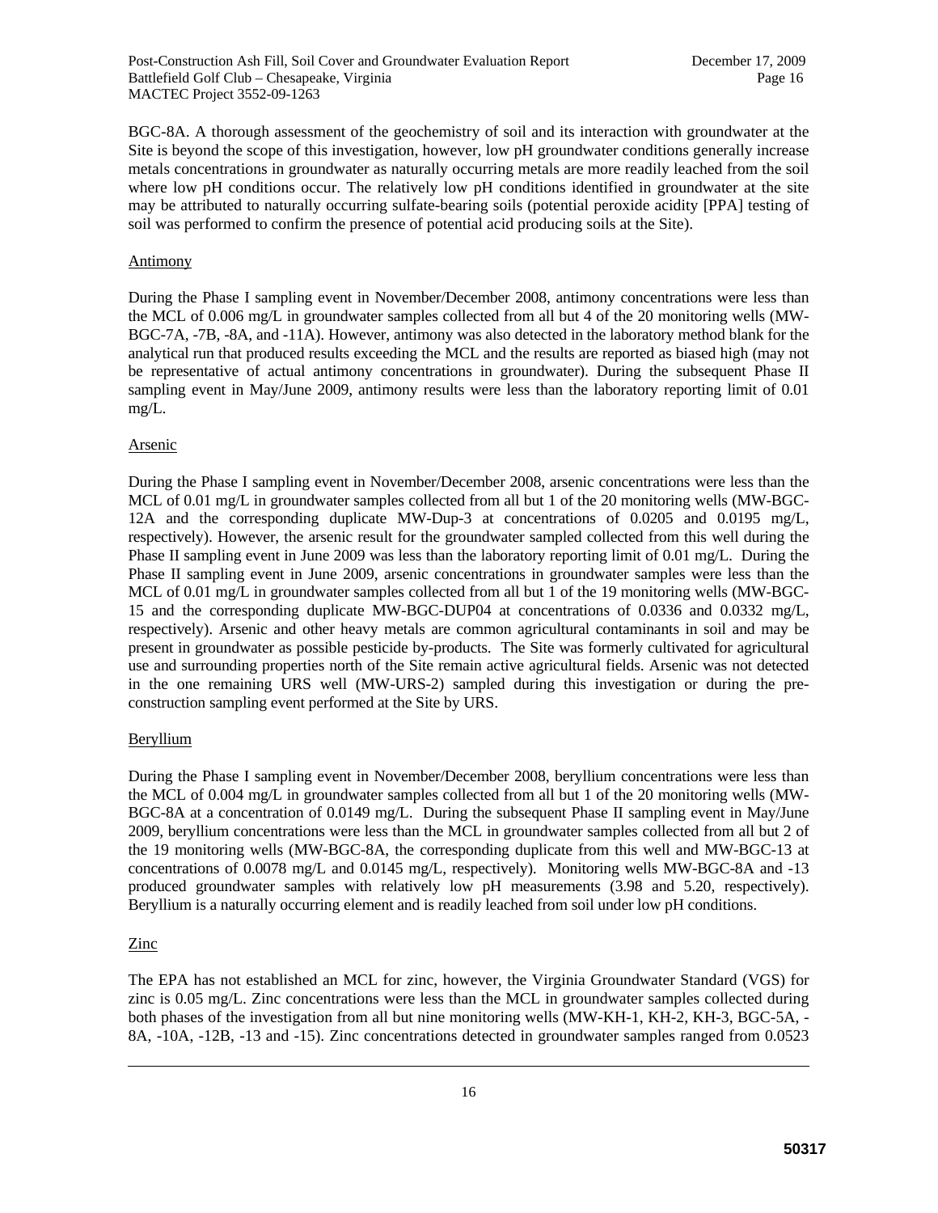BGC-8A. A thorough assessment of the geochemistry of soil and its interaction with groundwater at the Site is beyond the scope of this investigation, however, low pH groundwater conditions generally increase metals concentrations in groundwater as naturally occurring metals are more readily leached from the soil where low pH conditions occur. The relatively low pH conditions identified in groundwater at the site may be attributed to naturally occurring sulfate-bearing soils (potential peroxide acidity [PPA] testing of soil was performed to confirm the presence of potential acid producing soils at the Site).

Antimony

During the Phase I sampling event in November/December 2008, antimony concentrations were less than the MCL of 0.006 mg/L in groundwater samples collected from all but 4 of the 20 monitoring wells (MW-BGC-7A, -7B, -8A, and -11A). However, antimony was also detected in the laboratory method blank for the analytical run that produced results exceeding the MCL and the results are reported as biased high (may not be representative of actual antimony concentrations in groundwater). During the subsequent Phase II sampling event in May/June 2009, antimony results were less than the laboratory reporting limit of 0.01 mg/L.

Arsenic

During the Phase I sampling event in November/December 2008, arsenic concentrations were less than the MCL of 0.01 mg/L in groundwater samples collected from all but 1 of the 20 monitoring wells (MW-BGC-12A and the corresponding duplicate MW-Dup-3 at concentrations of 0.0205 and 0.0195 mg/L, respectively). However, the arsenic result for the groundwater sampled collected from this well during the Phase II sampling event in June 2009 was less than the laboratory reporting limit of 0.01 mg/L. During the Phase II sampling event in June 2009, arsenic concentrations in groundwater samples were less than the MCL of 0.01 mg/L in groundwater samples collected from all but 1 of the 19 monitoring wells (MW-BGC-15 and the corresponding duplicate MW-BGC-DUP04 at concentrations of 0.0336 and 0.0332 mg/L, respectively). Arsenic and other heavy metals are common agricultural contaminants in soil and may be present in groundwater as possible pesticide by-products. The Site was formerly cultivated for agricultural use and surrounding properties north of the Site remain active agricultural fields. Arsenic was not detected in the one remaining URS well (MW-URS-2) sampled during this investigation or during the pre-construction sampling event performed at the Site by URS.

Beryllium

During the Phase I sampling event in November/December 2008, beryllium concentrations were less than the MCL of 0.004 mg/L in groundwater samples collected from all but 1 of the 20 monitoring wells (MW-BGC-8A at a concentration of 0.0149 mg/L. During the subsequent Phase II sampling event in May/June 2009, beryllium concentrations were less than the MCL in groundwater samples collected from all but 2 of the 19 monitoring wells (MW-BGC-8A, the corresponding duplicate from this well and MW-BGC-13 at concentrations of 0.0078 mg/L and 0.0145 mg/L, respectively). Monitoring wells MW-BGC-8A and -13 produced groundwater samples with relatively low pH measurements (3.98 and 5.20, respectively). Beryllium is a naturally occurring element and is readily leached from soil under low pH conditions.

Zinc

The EPA has not established an MCL for zinc, however, the Virginia Groundwater Standard (VGS) for zinc is 0.05 mg/L. Zinc concentrations were less than the MCL in groundwater samples collected during both phases of the investigation from all but nine monitoring wells (MW-KH-1, KH-2, KH-3, BGC-5A, -8A, -10A, -12B, -13 and -15). Zinc concentrations detected in groundwater samples ranged from 0.0523

50317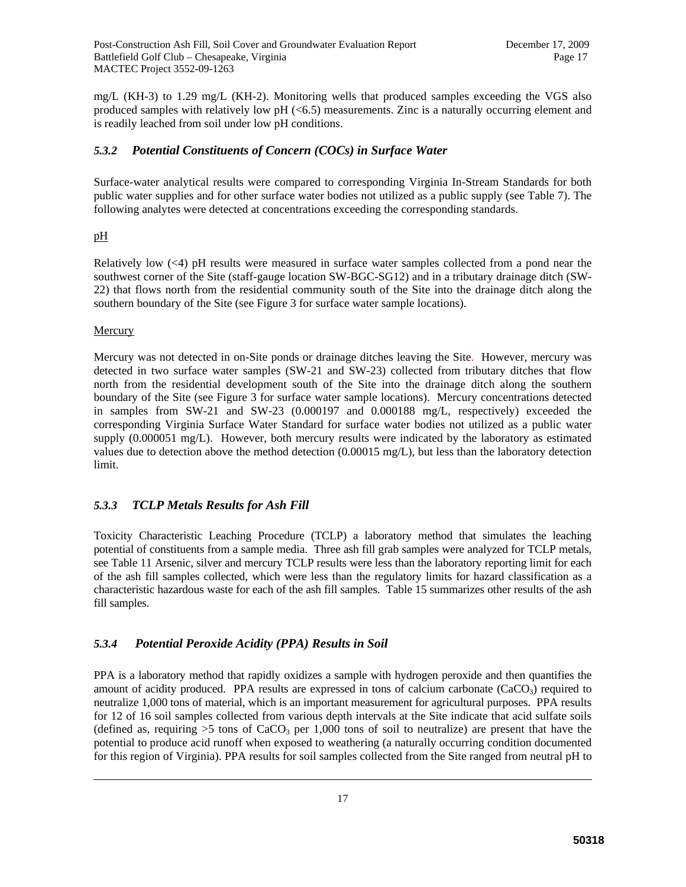mg/L (KH-3) to 1.29 mg/L (KH-2). Monitoring wells that produced samples exceeding the VGS also produced samples with relatively low pH (<6.5) measurements. Zinc is a naturally occurring element and is readily leached from soil under low pH conditions.

### *5.3.2 Potential Constituents of Concern (COCs) in Surface Water*

Surface-water analytical results were compared to corresponding Virginia In-Stream Standards for both public water supplies and for other surface water bodies not utilized as a public supply (see Table 7). The following analytes were detected at concentrations exceeding the corresponding standards.

pH

Relatively low (<4) pH results were measured in surface water samples collected from a pond near the southwest corner of the Site (staff-gauge location SW-BGC-SG12) and in a tributary drainage ditch (SW-22) that flows north from the residential community south of the Site into the drainage ditch along the southern boundary of the Site (see Figure 3 for surface water sample locations).

Mercury

Mercury was not detected in on-Site ponds or drainage ditches leaving the Site. However, mercury was detected in two surface water samples (SW-21 and SW-23) collected from tributary ditches that flow north from the residential development south of the Site into the drainage ditch along the southern boundary of the Site (see Figure 3 for surface water sample locations). Mercury concentrations detected in samples from SW-21 and SW-23 (0.000197 and 0.000188 mg/L, respectively) exceeded the corresponding Virginia Surface Water Standard for surface water bodies not utilized as a public water supply (0.000051 mg/L). However, both mercury results were indicated by the laboratory as estimated values due to detection above the method detection (0.00015 mg/L), but less than the laboratory detection limit.

### *5.3.3 TCLP Metals Results for Ash Fill*

Toxicity Characteristic Leaching Procedure (TCLP) a laboratory method that simulates the leaching potential of constituents from a sample media. Three ash fill grab samples were analyzed for TCLP metals, see Table 11 Arsenic, silver and mercury TCLP results were less than the laboratory reporting limit for each of the ash fill samples collected, which were less than the regulatory limits for hazard classification as a characteristic hazardous waste for each of the ash fill samples. Table 15 summarizes other results of the ash fill samples.

### *5.3.4 Potential Peroxide Acidity (PPA) Results in Soil*

PPA is a laboratory method that rapidly oxidizes a sample with hydrogen peroxide and then quantifies the amount of acidity produced. PPA results are expressed in tons of calcium carbonate ($CaCO_3$) required to neutralize 1,000 tons of material, which is an important measurement for agricultural purposes. PPA results for 12 of 16 soil samples collected from various depth intervals at the Site indicate that acid sulfate soils (defined as, requiring >5 tons of $CaCO_3$ per 1,000 tons of soil to neutralize) are present that have the potential to produce acid runoff when exposed to weathering (a naturally occurring condition documented for this region of Virginia). PPA results for soil samples collected from the Site ranged from neutral pH to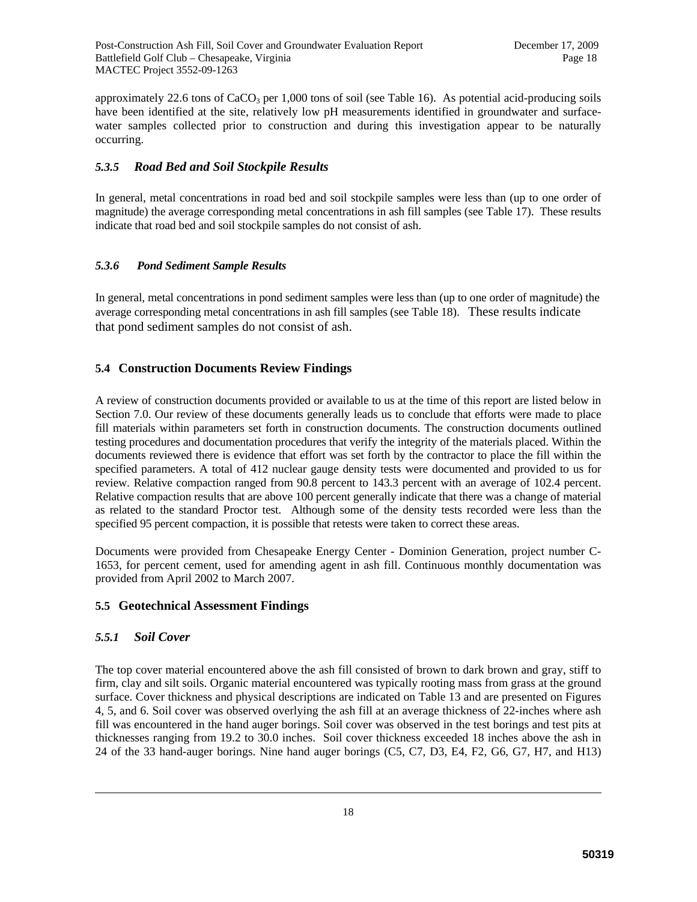approximately 22.6 tons of $CaCO_3$ per 1,000 tons of soil (see Table 16). As potential acid-producing soils have been identified at the site, relatively low pH measurements identified in groundwater and surface-water samples collected prior to construction and during this investigation appear to be naturally occurring.

### *5.3.5 Road Bed and Soil Stockpile Results*

In general, metal concentrations in road bed and soil stockpile samples were less than (up to one order of magnitude) the average corresponding metal concentrations in ash fill samples (see Table 17). These results indicate that road bed and soil stockpile samples do not consist of ash.

### *5.3.6 Pond Sediment Sample Results*

In general, metal concentrations in pond sediment samples were less than (up to one order of magnitude) the average corresponding metal concentrations in ash fill samples (see Table 18). These results indicate that pond sediment samples do not consist of ash.

## 5.4 Construction Documents Review Findings

A review of construction documents provided or available to us at the time of this report are listed below in Section 7.0. Our review of these documents generally leads us to conclude that efforts were made to place fill materials within parameters set forth in construction documents. The construction documents outlined testing procedures and documentation procedures that verify the integrity of the materials placed. Within the documents reviewed there is evidence that effort was set forth by the contractor to place the fill within the specified parameters. A total of 412 nuclear gauge density tests were documented and provided to us for review. Relative compaction ranged from 90.8 percent to 143.3 percent with an average of 102.4 percent. Relative compaction results that are above 100 percent generally indicate that there was a change of material as related to the standard Proctor test. Although some of the density tests recorded were less than the specified 95 percent compaction, it is possible that retests were taken to correct these areas.

Documents were provided from Chesapeake Energy Center - Dominion Generation, project number C-1653, for percent cement, used for amending agent in ash fill. Continuous monthly documentation was provided from April 2002 to March 2007.

## 5.5 Geotechnical Assessment Findings

### *5.5.1 Soil Cover*

The top cover material encountered above the ash fill consisted of brown to dark brown and gray, stiff to firm, clay and silt soils. Organic material encountered was typically rooting mass from grass at the ground surface. Cover thickness and physical descriptions are indicated on Table 13 and are presented on Figures 4, 5, and 6. Soil cover was observed overlying the ash fill at an average thickness of 22-inches where ash fill was encountered in the hand auger borings. Soil cover was observed in the test borings and test pits at thicknesses ranging from 19.2 to 30.0 inches. Soil cover thickness exceeded 18 inches above the ash in 24 of the 33 hand-auger borings. Nine hand auger borings (C5, C7, D3, E4, F2, G6, G7, H7, and H13)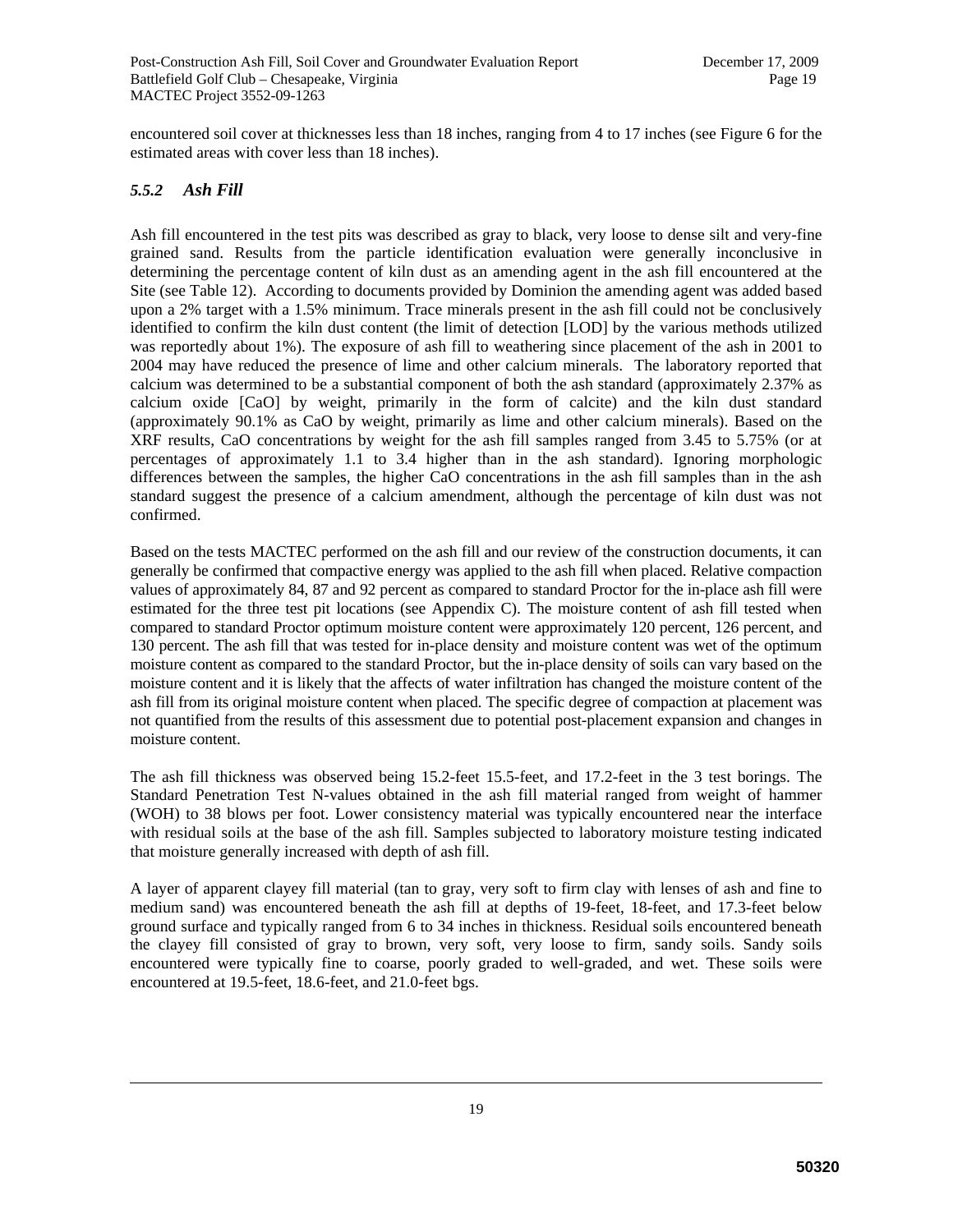encountered soil cover at thicknesses less than 18 inches, ranging from 4 to 17 inches (see Figure 6 for the estimated areas with cover less than 18 inches).

### *5.5.2 Ash Fill*

Ash fill encountered in the test pits was described as gray to black, very loose to dense silt and very-fine grained sand. Results from the particle identification evaluation were generally inconclusive in determining the percentage content of kiln dust as an amending agent in the ash fill encountered at the Site (see Table 12). According to documents provided by Dominion the amending agent was added based upon a 2% target with a 1.5% minimum. Trace minerals present in the ash fill could not be conclusively identified to confirm the kiln dust content (the limit of detection [LOD] by the various methods utilized was reportedly about 1%). The exposure of ash fill to weathering since placement of the ash in 2001 to 2004 may have reduced the presence of lime and other calcium minerals. The laboratory reported that calcium was determined to be a substantial component of both the ash standard (approximately 2.37% as calcium oxide [CaO] by weight, primarily in the form of calcite) and the kiln dust standard (approximately 90.1% as CaO by weight, primarily as lime and other calcium minerals). Based on the XRF results, CaO concentrations by weight for the ash fill samples ranged from 3.45 to 5.75% (or at percentages of approximately 1.1 to 3.4 higher than in the ash standard). Ignoring morphologic differences between the samples, the higher CaO concentrations in the ash fill samples than in the ash standard suggest the presence of a calcium amendment, although the percentage of kiln dust was not confirmed.

Based on the tests MACTEC performed on the ash fill and our review of the construction documents, it can generally be confirmed that compactive energy was applied to the ash fill when placed. Relative compaction values of approximately 84, 87 and 92 percent as compared to standard Proctor for the in-place ash fill were estimated for the three test pit locations (see Appendix C). The moisture content of ash fill tested when compared to standard Proctor optimum moisture content were approximately 120 percent, 126 percent, and 130 percent. The ash fill that was tested for in-place density and moisture content was wet of the optimum moisture content as compared to the standard Proctor, but the in-place density of soils can vary based on the moisture content and it is likely that the affects of water infiltration has changed the moisture content of the ash fill from its original moisture content when placed. The specific degree of compaction at placement was not quantified from the results of this assessment due to potential post-placement expansion and changes in moisture content.

The ash fill thickness was observed being 15.2-feet 15.5-feet, and 17.2-feet in the 3 test borings. The Standard Penetration Test N-values obtained in the ash fill material ranged from weight of hammer (WOH) to 38 blows per foot. Lower consistency material was typically encountered near the interface with residual soils at the base of the ash fill. Samples subjected to laboratory moisture testing indicated that moisture generally increased with depth of ash fill.

A layer of apparent clayey fill material (tan to gray, very soft to firm clay with lenses of ash and fine to medium sand) was encountered beneath the ash fill at depths of 19-feet, 18-feet, and 17.3-feet below ground surface and typically ranged from 6 to 34 inches in thickness. Residual soils encountered beneath the clayey fill consisted of gray to brown, very soft, very loose to firm, sandy soils. Sandy soils encountered were typically fine to coarse, poorly graded to well-graded, and wet. These soils were encountered at 19.5-feet, 18.6-feet, and 21.0-feet bgs.

50320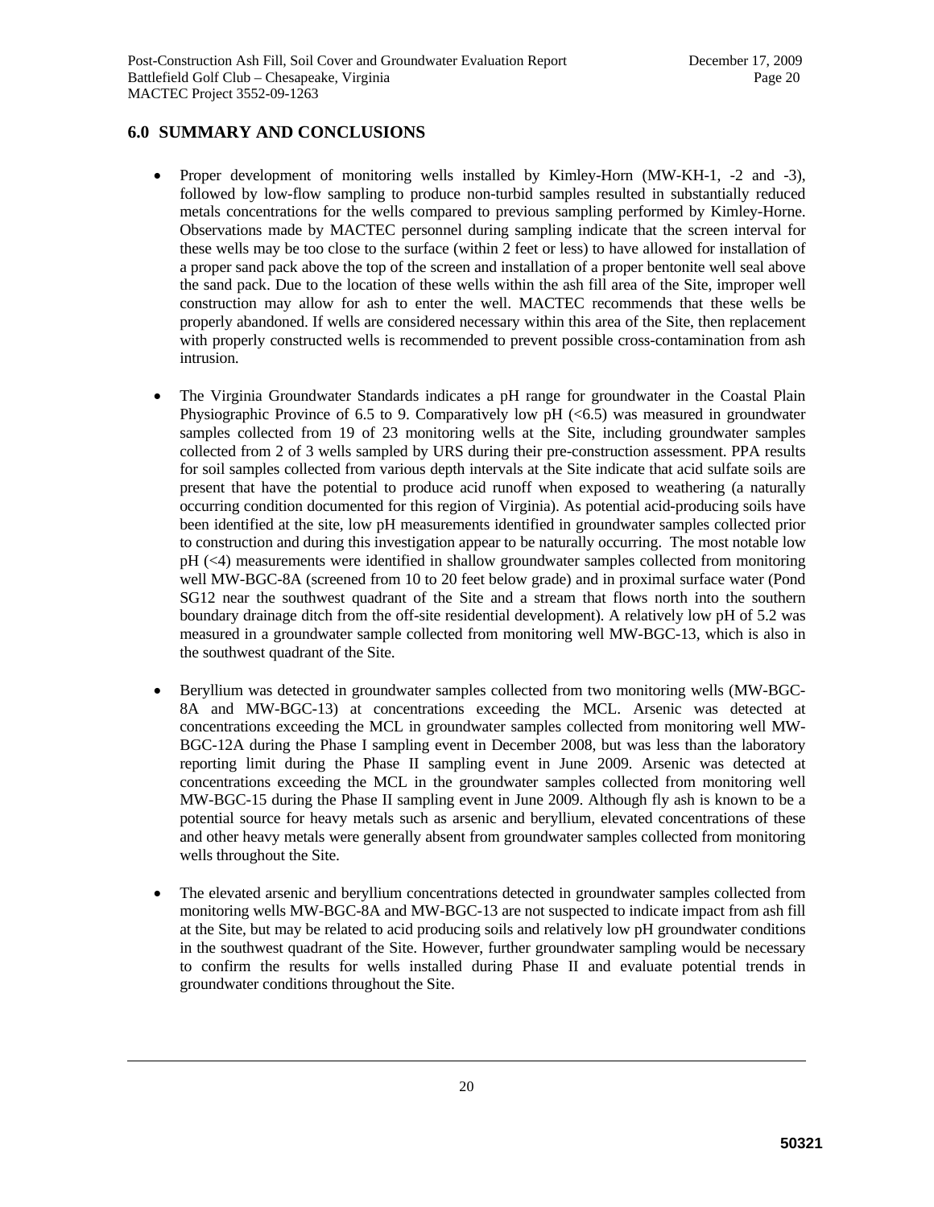## 6.0 SUMMARY AND CONCLUSIONS

- Proper development of monitoring wells installed by Kimley-Horn (MW-KH-1, -2 and -3), followed by low-flow sampling to produce non-turbid samples resulted in substantially reduced metals concentrations for the wells compared to previous sampling performed by Kimley-Horne. Observations made by MACTEC personnel during sampling indicate that the screen interval for these wells may be too close to the surface (within 2 feet or less) to have allowed for installation of a proper sand pack above the top of the screen and installation of a proper bentonite well seal above the sand pack. Due to the location of these wells within the ash fill area of the Site, improper well construction may allow for ash to enter the well. MACTEC recommends that these wells be properly abandoned. If wells are considered necessary within this area of the Site, then replacement with properly constructed wells is recommended to prevent possible cross-contamination from ash intrusion.

- The Virginia Groundwater Standards indicates a pH range for groundwater in the Coastal Plain Physiographic Province of 6.5 to 9. Comparatively low pH (<6.5) was measured in groundwater samples collected from 19 of 23 monitoring wells at the Site, including groundwater samples collected from 2 of 3 wells sampled by URS during their pre-construction assessment. PPA results for soil samples collected from various depth intervals at the Site indicate that acid sulfate soils are present that have the potential to produce acid runoff when exposed to weathering (a naturally occurring condition documented for this region of Virginia). As potential acid-producing soils have been identified at the site, low pH measurements identified in groundwater samples collected prior to construction and during this investigation appear to be naturally occurring. The most notable low pH (<4) measurements were identified in shallow groundwater samples collected from monitoring well MW-BGC-8A (screened from 10 to 20 feet below grade) and in proximal surface water (Pond SG12 near the southwest quadrant of the Site and a stream that flows north into the southern boundary drainage ditch from the off-site residential development). A relatively low pH of 5.2 was measured in a groundwater sample collected from monitoring well MW-BGC-13, which is also in the southwest quadrant of the Site.

- Beryllium was detected in groundwater samples collected from two monitoring wells (MW-BGC-8A and MW-BGC-13) at concentrations exceeding the MCL. Arsenic was detected at concentrations exceeding the MCL in groundwater samples collected from monitoring well MW-BGC-12A during the Phase I sampling event in December 2008, but was less than the laboratory reporting limit during the Phase II sampling event in June 2009. Arsenic was detected at concentrations exceeding the MCL in the groundwater samples collected from monitoring well MW-BGC-15 during the Phase II sampling event in June 2009. Although fly ash is known to be a potential source for heavy metals such as arsenic and beryllium, elevated concentrations of these and other heavy metals were generally absent from groundwater samples collected from monitoring wells throughout the Site.

- The elevated arsenic and beryllium concentrations detected in groundwater samples collected from monitoring wells MW-BGC-8A and MW-BGC-13 are not suspected to indicate impact from ash fill at the Site, but may be related to acid producing soils and relatively low pH groundwater conditions in the southwest quadrant of the Site. However, further groundwater sampling would be necessary to confirm the results for wells installed during Phase II and evaluate potential trends in groundwater conditions throughout the Site.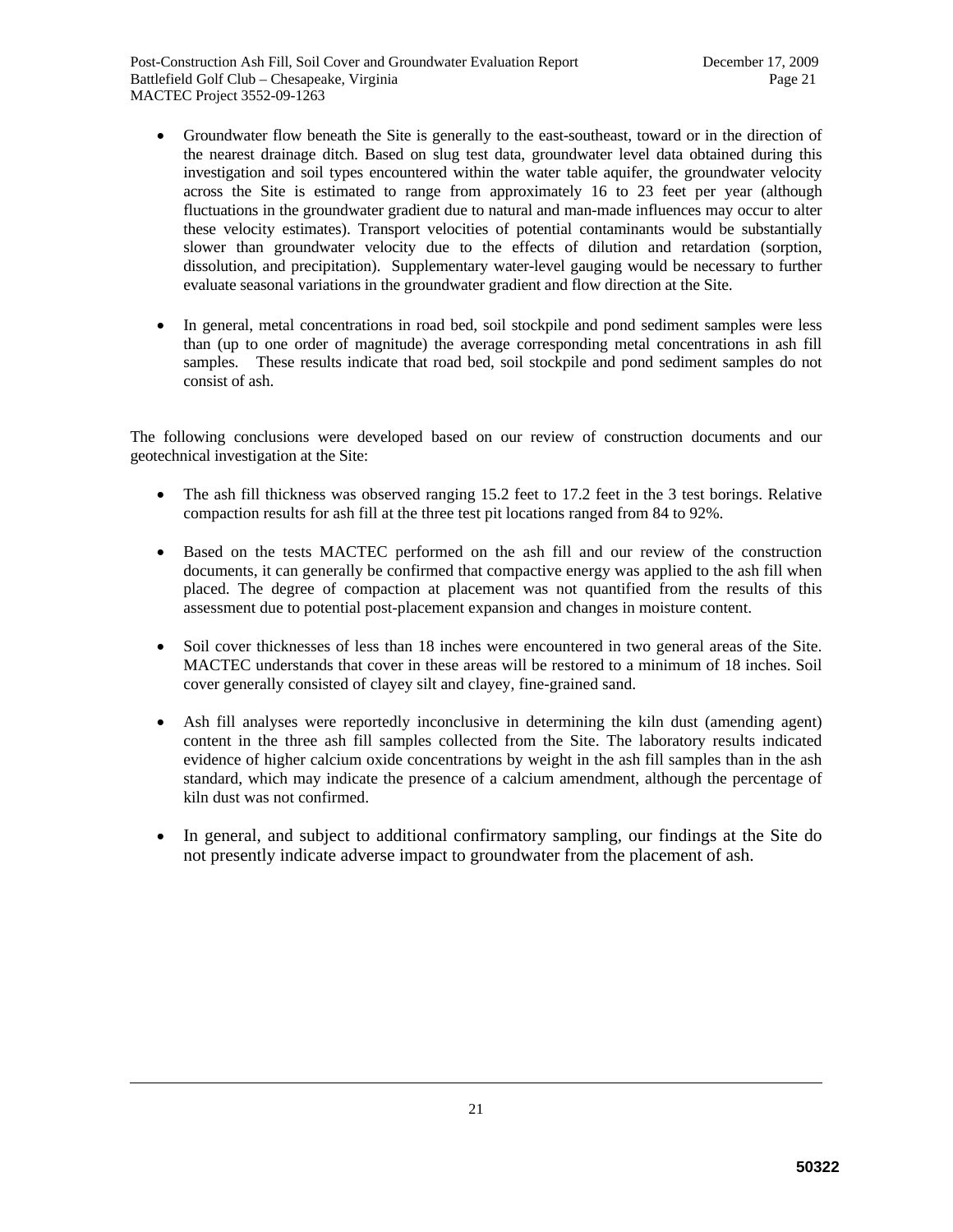- Groundwater flow beneath the Site is generally to the east-southeast, toward or in the direction of the nearest drainage ditch. Based on slug test data, groundwater level data obtained during this investigation and soil types encountered within the water table aquifer, the groundwater velocity across the Site is estimated to range from approximately 16 to 23 feet per year (although fluctuations in the groundwater gradient due to natural and man-made influences may occur to alter these velocity estimates). Transport velocities of potential contaminants would be substantially slower than groundwater velocity due to the effects of dilution and retardation (sorption, dissolution, and precipitation). Supplementary water-level gauging would be necessary to further evaluate seasonal variations in the groundwater gradient and flow direction at the Site.

- In general, metal concentrations in road bed, soil stockpile and pond sediment samples were less than (up to one order of magnitude) the average corresponding metal concentrations in ash fill samples. These results indicate that road bed, soil stockpile and pond sediment samples do not consist of ash.

The following conclusions were developed based on our review of construction documents and our geotechnical investigation at the Site:

- The ash fill thickness was observed ranging 15.2 feet to 17.2 feet in the 3 test borings. Relative compaction results for ash fill at the three test pit locations ranged from 84 to 92%.

- Based on the tests MACTEC performed on the ash fill and our review of the construction documents, it can generally be confirmed that compactive energy was applied to the ash fill when placed. The degree of compaction at placement was not quantified from the results of this assessment due to potential post-placement expansion and changes in moisture content.

- Soil cover thicknesses of less than 18 inches were encountered in two general areas of the Site. MACTEC understands that cover in these areas will be restored to a minimum of 18 inches. Soil cover generally consisted of clayey silt and clayey, fine-grained sand.

- Ash fill analyses were reportedly inconclusive in determining the kiln dust (amending agent) content in the three ash fill samples collected from the Site. The laboratory results indicated evidence of higher calcium oxide concentrations by weight in the ash fill samples than in the ash standard, which may indicate the presence of a calcium amendment, although the percentage of kiln dust was not confirmed.

- In general, and subject to additional confirmatory sampling, our findings at the Site do not presently indicate adverse impact to groundwater from the placement of ash.